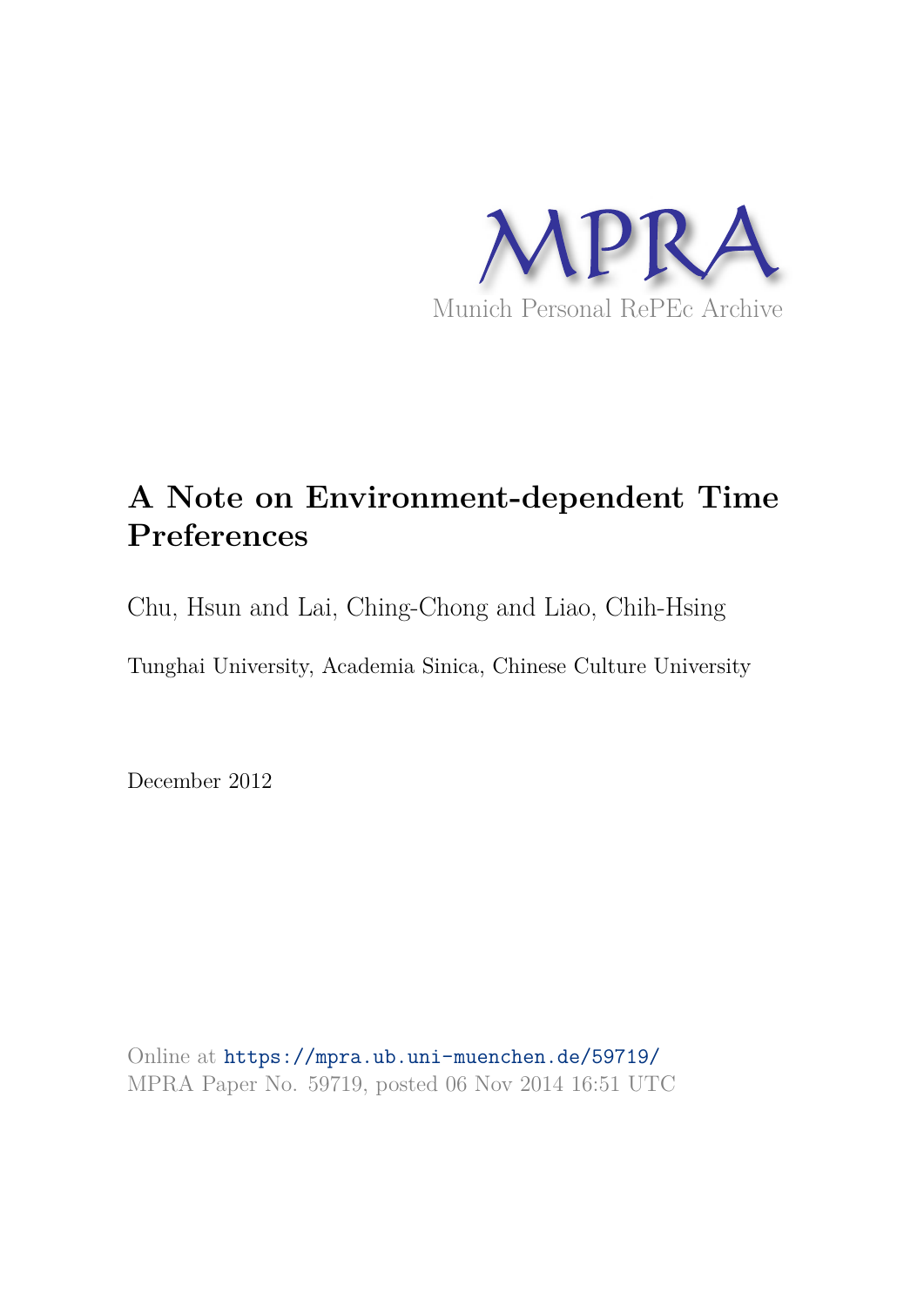MPRA

Munich Personal RePEc Archive

# A Note on Environment-dependent Time Preferences

Chu, Hsun and Lai, Ching-Chong and Liao, Chih-Hsing

Tunghai University, Academia Sinica, Chinese Culture University

December 2012

Online at https://mpra.ub.uni-muenchen.de/59719/
MPRA Paper No. 59719, posted 06 Nov 2014 16:51 UTC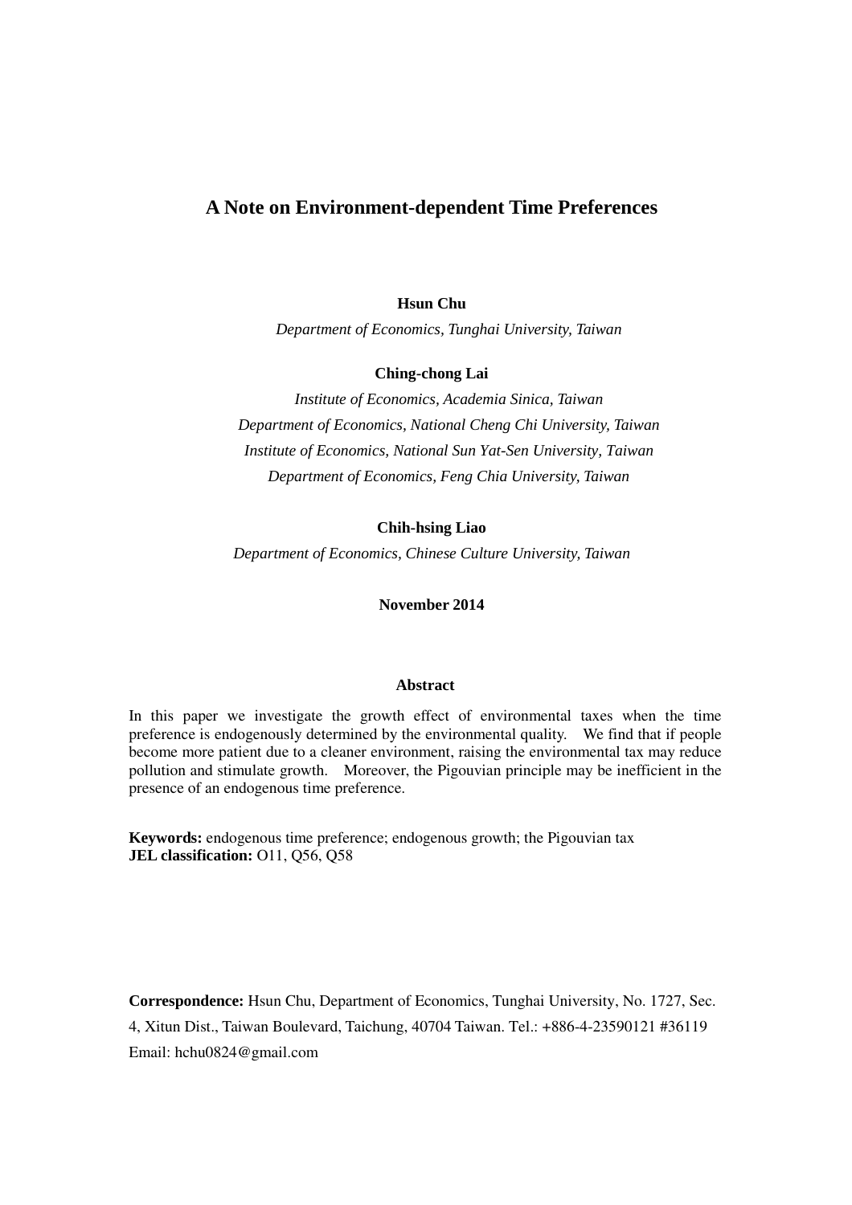# A Note on Environment-dependent Time Preferences

**Hsun Chu**

*Department of Economics, Tunghai University, Taiwan*

**Ching-chong Lai**

*Institute of Economics, Academia Sinica, Taiwan*

*Department of Economics, National Cheng Chi University, Taiwan*

*Institute of Economics, National Sun Yat-Sen University, Taiwan*

*Department of Economics, Feng Chia University, Taiwan*

**Chih-hsing Liao**

*Department of Economics, Chinese Culture University, Taiwan*

**November 2014**

## Abstract

In this paper we investigate the growth effect of environmental taxes when the time preference is endogenously determined by the environmental quality. We find that if people become more patient due to a cleaner environment, raising the environmental tax may reduce pollution and stimulate growth. Moreover, the Pigouvian principle may be inefficient in the presence of an endogenous time preference.

**Keywords:** endogenous time preference; endogenous growth; the Pigouvian tax
**JEL classification:** O11, Q56, Q58

**Correspondence:** Hsun Chu, Department of Economics, Tunghai University, No. 1727, Sec. 4, Xitun Dist., Taiwan Boulevard, Taichung, 40704 Taiwan. Tel.: +886-4-23590121 #36119
Email: hchu0824@gmail.com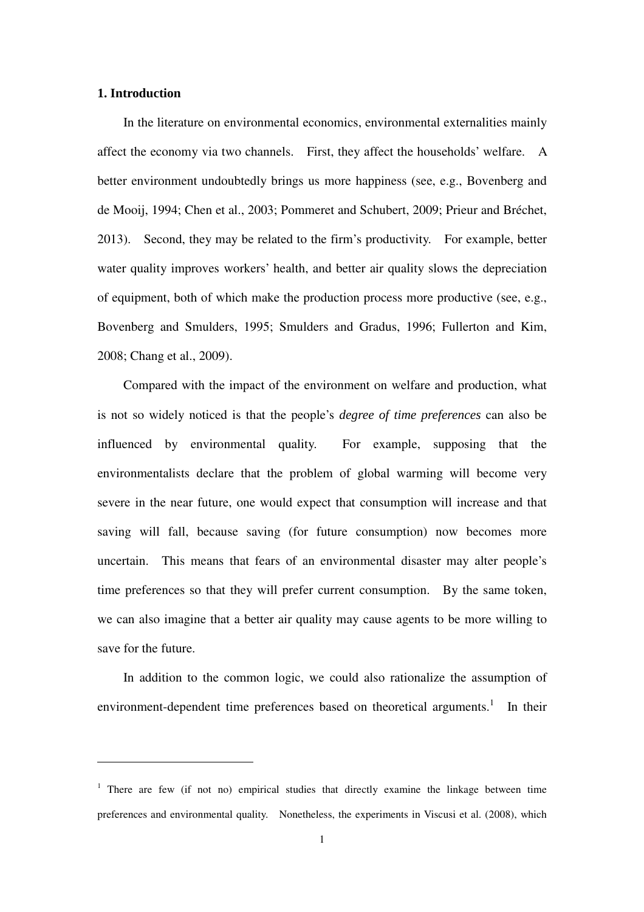## 1. Introduction

In the literature on environmental economics, environmental externalities mainly affect the economy via two channels. First, they affect the households' welfare. A better environment undoubtedly brings us more happiness (see, e.g., Bovenberg and de Mooij, 1994; Chen et al., 2003; Pommeret and Schubert, 2009; Prieur and Bréchet, 2013). Second, they may be related to the firm's productivity. For example, better water quality improves workers' health, and better air quality slows the depreciation of equipment, both of which make the production process more productive (see, e.g., Bovenberg and Smulders, 1995; Smulders and Gradus, 1996; Fullerton and Kim, 2008; Chang et al., 2009).

Compared with the impact of the environment on welfare and production, what is not so widely noticed is that the people's *degree of time preferences* can also be influenced by environmental quality. For example, supposing that the environmentalists declare that the problem of global warming will become very severe in the near future, one would expect that consumption will increase and that saving will fall, because saving (for future consumption) now becomes more uncertain. This means that fears of an environmental disaster may alter people's time preferences so that they will prefer current consumption. By the same token, we can also imagine that a better air quality may cause agents to be more willing to save for the future.

In addition to the common logic, we could also rationalize the assumption of environment-dependent time preferences based on theoretical arguments.[1] In their

[1] There are few (if not no) empirical studies that directly examine the linkage between time preferences and environmental quality. Nonetheless, the experiments in Viscusi et al. (2008), which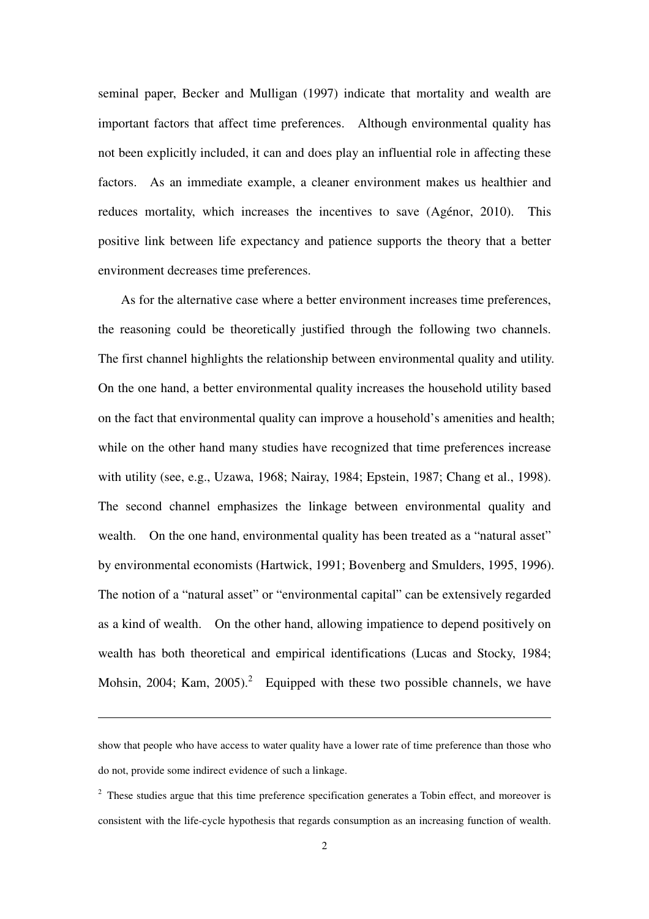seminal paper, Becker and Mulligan (1997) indicate that mortality and wealth are important factors that affect time preferences. Although environmental quality has not been explicitly included, it can and does play an influential role in affecting these factors. As an immediate example, a cleaner environment makes us healthier and reduces mortality, which increases the incentives to save (Agénor, 2010). This positive link between life expectancy and patience supports the theory that a better environment decreases time preferences.

As for the alternative case where a better environment increases time preferences, the reasoning could be theoretically justified through the following two channels. The first channel highlights the relationship between environmental quality and utility. On the one hand, a better environmental quality increases the household utility based on the fact that environmental quality can improve a household's amenities and health; while on the other hand many studies have recognized that time preferences increase with utility (see, e.g., Uzawa, 1968; Nairay, 1984; Epstein, 1987; Chang et al., 1998). The second channel emphasizes the linkage between environmental quality and wealth. On the one hand, environmental quality has been treated as a "natural asset" by environmental economists (Hartwick, 1991; Bovenberg and Smulders, 1995, 1996). The notion of a "natural asset" or "environmental capital" can be extensively regarded as a kind of wealth. On the other hand, allowing impatience to depend positively on wealth has both theoretical and empirical identifications (Lucas and Stocky, 1984; Mohsin, 2004; Kam, 2005).[2] Equipped with these two possible channels, we have

---

show that people who have access to water quality have a lower rate of time preference than those who do not, provide some indirect evidence of such a linkage.

[2] These studies argue that this time preference specification generates a Tobin effect, and moreover is consistent with the life-cycle hypothesis that regards consumption as an increasing function of wealth.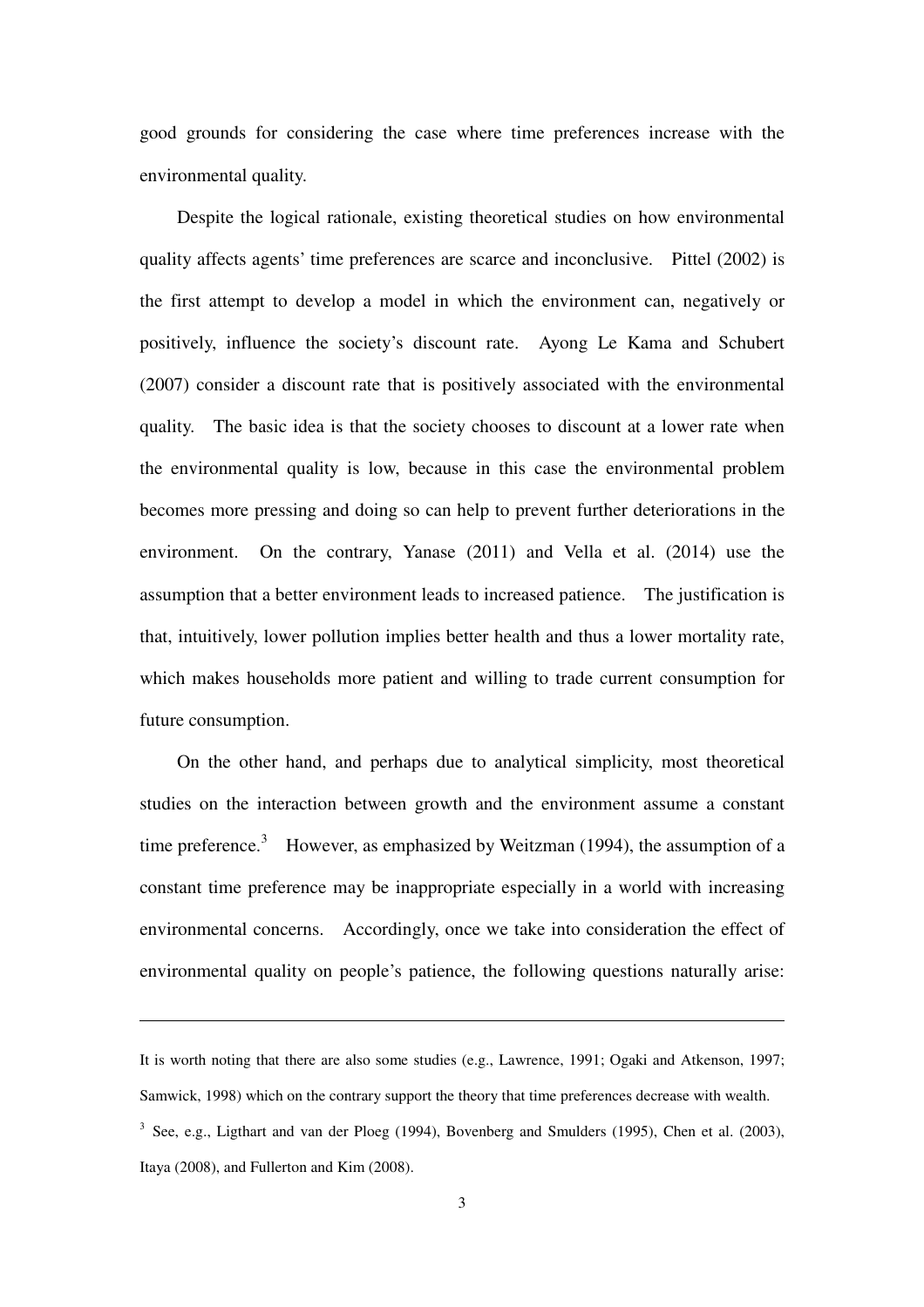good grounds for considering the case where time preferences increase with the environmental quality.

Despite the logical rationale, existing theoretical studies on how environmental quality affects agents' time preferences are scarce and inconclusive. Pittel (2002) is the first attempt to develop a model in which the environment can, negatively or positively, influence the society's discount rate. Ayong Le Kama and Schubert (2007) consider a discount rate that is positively associated with the environmental quality. The basic idea is that the society chooses to discount at a lower rate when the environmental quality is low, because in this case the environmental problem becomes more pressing and doing so can help to prevent further deteriorations in the environment. On the contrary, Yanase (2011) and Vella et al. (2014) use the assumption that a better environment leads to increased patience. The justification is that, intuitively, lower pollution implies better health and thus a lower mortality rate, which makes households more patient and willing to trade current consumption for future consumption.

On the other hand, and perhaps due to analytical simplicity, most theoretical studies on the interaction between growth and the environment assume a constant time preference.[3] However, as emphasized by Weitzman (1994), the assumption of a constant time preference may be inappropriate especially in a world with increasing environmental concerns. Accordingly, once we take into consideration the effect of environmental quality on people's patience, the following questions naturally arise:

---

It is worth noting that there are also some studies (e.g., Lawrence, 1991; Ogaki and Atkenson, 1997; Samwick, 1998) which on the contrary support the theory that time preferences decrease with wealth.

[3] See, e.g., Ligthart and van der Ploeg (1994), Bovenberg and Smulders (1995), Chen et al. (2003), Itaya (2008), and Fullerton and Kim (2008).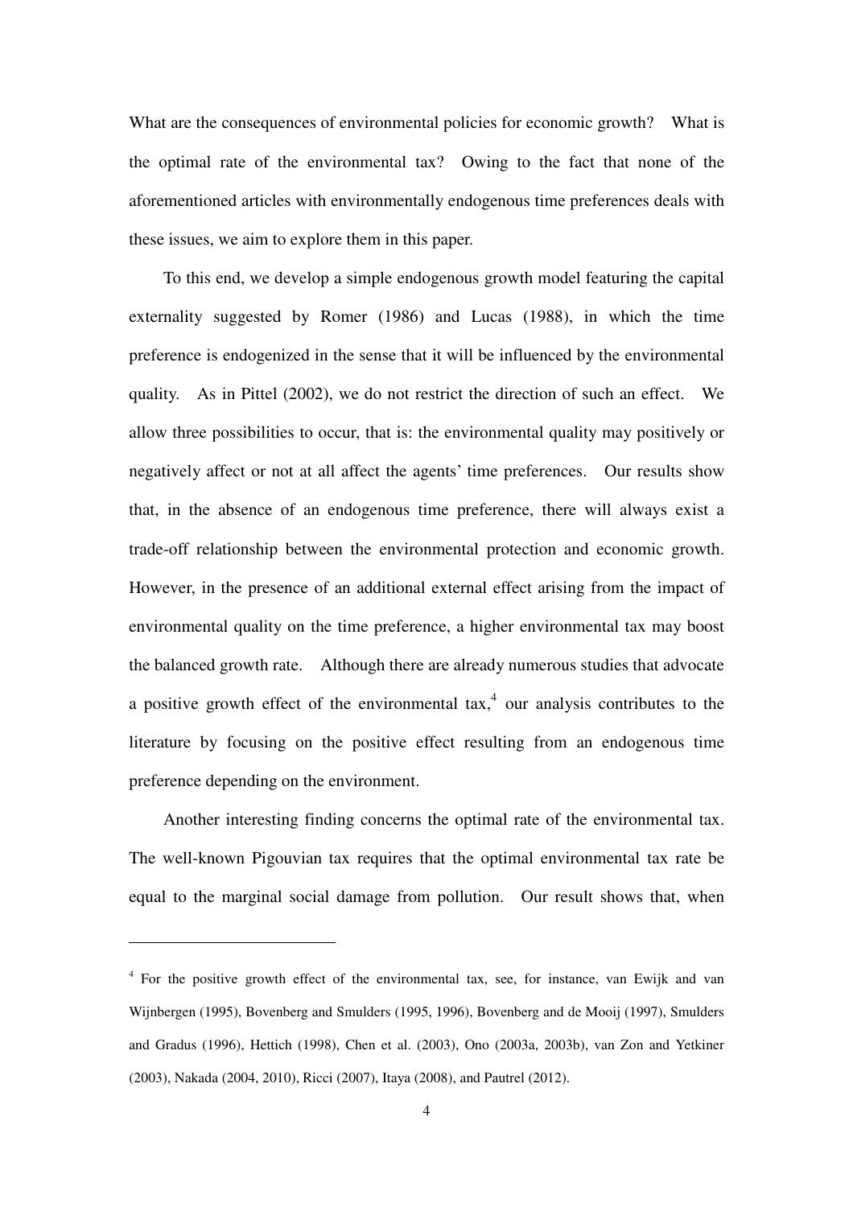What are the consequences of environmental policies for economic growth? What is the optimal rate of the environmental tax? Owing to the fact that none of the aforementioned articles with environmentally endogenous time preferences deals with these issues, we aim to explore them in this paper.

To this end, we develop a simple endogenous growth model featuring the capital externality suggested by Romer (1986) and Lucas (1988), in which the time preference is endogenized in the sense that it will be influenced by the environmental quality. As in Pittel (2002), we do not restrict the direction of such an effect. We allow three possibilities to occur, that is: the environmental quality may positively or negatively affect or not at all affect the agents' time preferences. Our results show that, in the absence of an endogenous time preference, there will always exist a trade-off relationship between the environmental protection and economic growth. However, in the presence of an additional external effect arising from the impact of environmental quality on the time preference, a higher environmental tax may boost the balanced growth rate. Although there are already numerous studies that advocate a positive growth effect of the environmental tax,[4] our analysis contributes to the literature by focusing on the positive effect resulting from an endogenous time preference depending on the environment.

Another interesting finding concerns the optimal rate of the environmental tax. The well-known Pigouvian tax requires that the optimal environmental tax rate be equal to the marginal social damage from pollution. Our result shows that, when

[4] For the positive growth effect of the environmental tax, see, for instance, van Ewijk and van Wijnbergen (1995), Bovenberg and Smulders (1995, 1996), Bovenberg and de Mooij (1997), Smulders and Gradus (1996), Hettich (1998), Chen et al. (2003), Ono (2003a, 2003b), van Zon and Yetkiner (2003), Nakada (2004, 2010), Ricci (2007), Itaya (2008), and Pautrel (2012).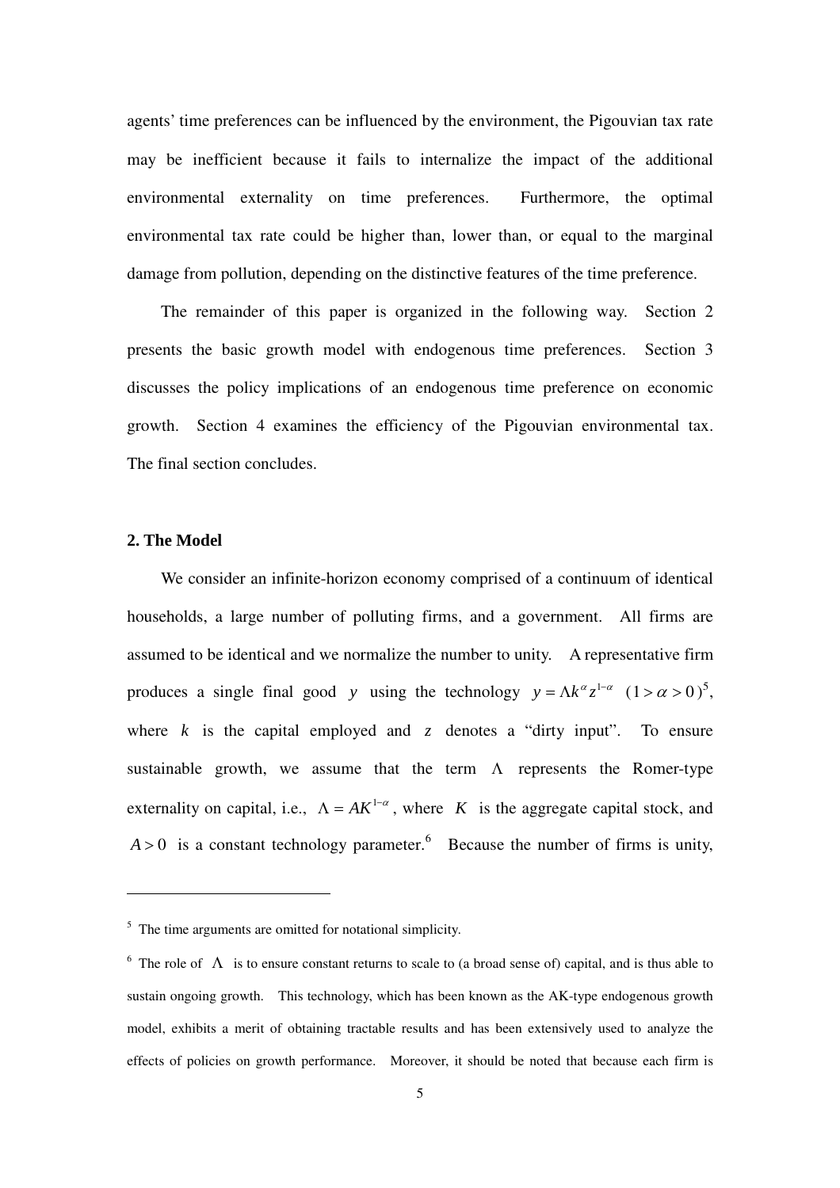agents' time preferences can be influenced by the environment, the Pigouvian tax rate may be inefficient because it fails to internalize the impact of the additional environmental externality on time preferences. Furthermore, the optimal environmental tax rate could be higher than, lower than, or equal to the marginal damage from pollution, depending on the distinctive features of the time preference.

The remainder of this paper is organized in the following way. Section 2 presents the basic growth model with endogenous time preferences. Section 3 discusses the policy implications of an endogenous time preference on economic growth. Section 4 examines the efficiency of the Pigouvian environmental tax. The final section concludes.

## 2. The Model

We consider an infinite-horizon economy comprised of a continuum of identical households, a large number of polluting firms, and a government. All firms are assumed to be identical and we normalize the number to unity. A representative firm produces a single final good $y$ using the technology $y = \Lambda k^{\alpha} z^{1-\alpha}$ $(1 > \alpha > 0)$[5], where $k$ is the capital employed and $z$ denotes a "dirty input". To ensure sustainable growth, we assume that the term $\Lambda$ represents the Romer-type externality on capital, i.e., $\Lambda = AK^{1-\alpha}$, where $K$ is the aggregate capital stock, and $A > 0$ is a constant technology parameter.[6] Because the number of firms is unity,

---

[5] The time arguments are omitted for notational simplicity.

[6] The role of $\Lambda$ is to ensure constant returns to scale to (a broad sense of) capital, and is thus able to sustain ongoing growth. This technology, which has been known as the AK-type endogenous growth model, exhibits a merit of obtaining tractable results and has been extensively used to analyze the effects of policies on growth performance. Moreover, it should be noted that because each firm is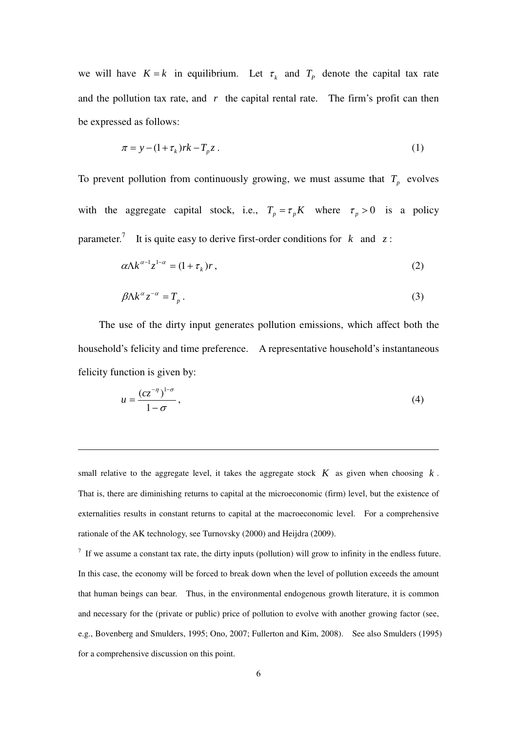we will have $K = k$ in equilibrium. Let $\tau_k$ and $T_P$ denote the capital tax rate and the pollution tax rate, and $r$ the capital rental rate. The firm's profit can then be expressed as follows:

$$\pi = y - (1+\tau_k)rk - T_p z \,. \tag{1}$$

To prevent pollution from continuously growing, we must assume that $T_p$ evolves with the aggregate capital stock, i.e., $T_p = \tau_p K$ where $\tau_p > 0$ is a policy parameter.[7] It is quite easy to derive first-order conditions for $k$ and $z$:

$$\alpha \Lambda k^{\alpha-1} z^{1-\alpha} = (1+\tau_k) r \,, \tag{2}$$

$$\beta \Lambda k^{\alpha} z^{-\alpha} = T_p \,. \tag{3}$$

The use of the dirty input generates pollution emissions, which affect both the household's felicity and time preference. A representative household's instantaneous felicity function is given by:

$$u = \frac{(cz^{-\eta})^{1-\sigma}}{1-\sigma} \,, \tag{4}$$

---

small relative to the aggregate level, it takes the aggregate stock $K$ as given when choosing $k$. That is, there are diminishing returns to capital at the microeconomic (firm) level, but the existence of externalities results in constant returns to capital at the macroeconomic level. For a comprehensive rationale of the AK technology, see Turnovsky (2000) and Heijdra (2009).

[7] If we assume a constant tax rate, the dirty inputs (pollution) will grow to infinity in the endless future. In this case, the economy will be forced to break down when the level of pollution exceeds the amount that human beings can bear. Thus, in the environmental endogenous growth literature, it is common and necessary for the (private or public) price of pollution to evolve with another growing factor (see, e.g., Bovenberg and Smulders, 1995; Ono, 2007; Fullerton and Kim, 2008). See also Smulders (1995) for a comprehensive discussion on this point.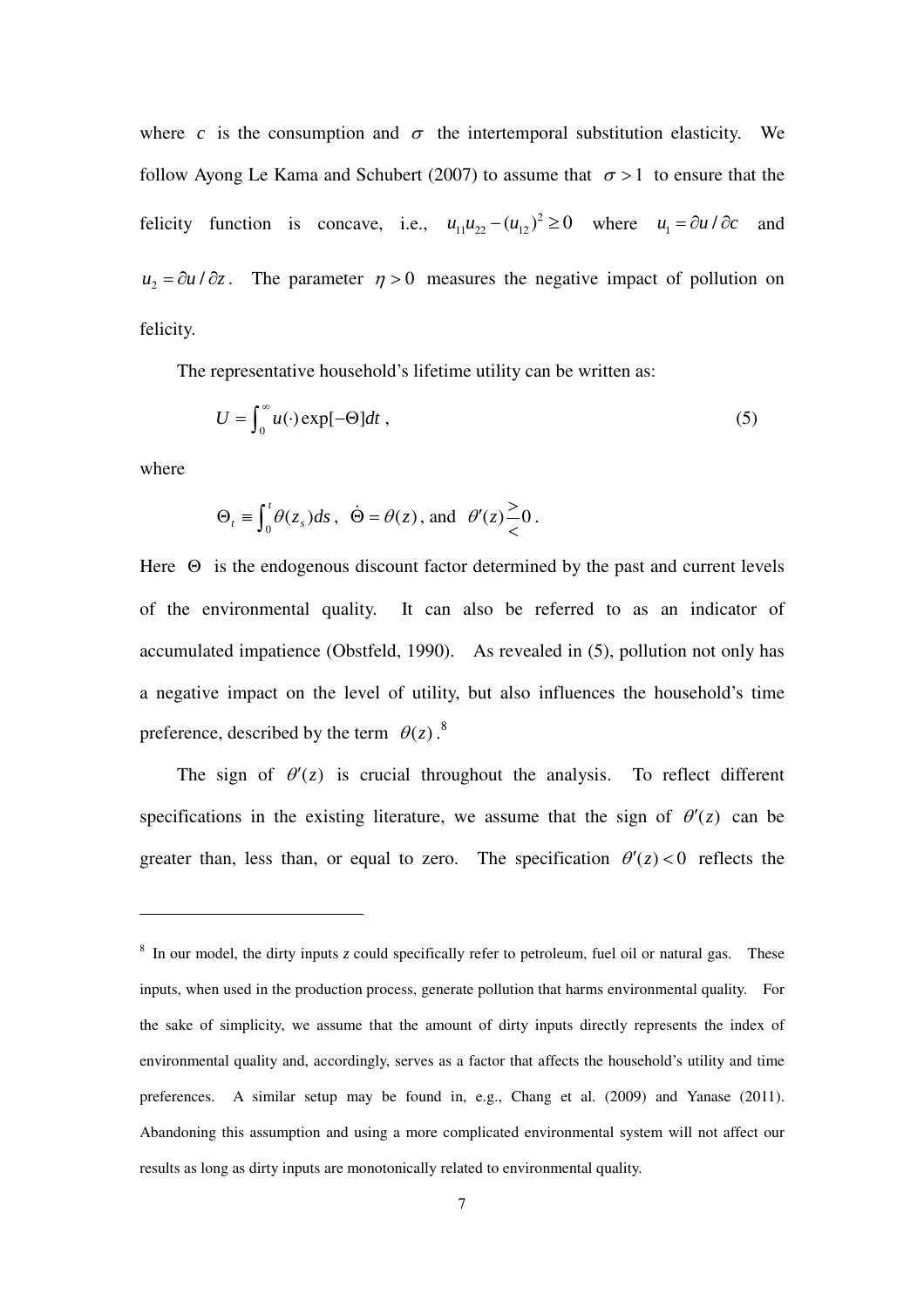where $c$ is the consumption and $\sigma$ the intertemporal substitution elasticity. We follow Ayong Le Kama and Schubert (2007) to assume that $\sigma > 1$ to ensure that the felicity function is concave, i.e., $u_{11}u_{22} - (u_{12})^2 \geq 0$ where $u_1 = \partial u / \partial c$ and $u_2 = \partial u / \partial z$. The parameter $\eta > 0$ measures the negative impact of pollution on felicity.

The representative household's lifetime utility can be written as:

$$U = \int_0^\infty u(\cdot) \exp[-\Theta] dt \,, \tag{5}$$

where

$$\Theta_t \equiv \int_0^t \theta(z_s) ds \,, \;\; \dot{\Theta} = \theta(z) \,, \text{ and } \;\; \theta'(z) \gtreqless 0 \,.$$

Here $\Theta$ is the endogenous discount factor determined by the past and current levels of the environmental quality. It can also be referred to as an indicator of accumulated impatience (Obstfeld, 1990). As revealed in (5), pollution not only has a negative impact on the level of utility, but also influences the household's time preference, described by the term $\theta(z)$.[8]

The sign of $\theta'(z)$ is crucial throughout the analysis. To reflect different specifications in the existing literature, we assume that the sign of $\theta'(z)$ can be greater than, less than, or equal to zero. The specification $\theta'(z) < 0$ reflects the

---

[8] In our model, the dirty inputs *z* could specifically refer to petroleum, fuel oil or natural gas. These inputs, when used in the production process, generate pollution that harms environmental quality. For the sake of simplicity, we assume that the amount of dirty inputs directly represents the index of environmental quality and, accordingly, serves as a factor that affects the household's utility and time preferences. A similar setup may be found in, e.g., Chang et al. (2009) and Yanase (2011). Abandoning this assumption and using a more complicated environmental system will not affect our results as long as dirty inputs are monotonically related to environmental quality.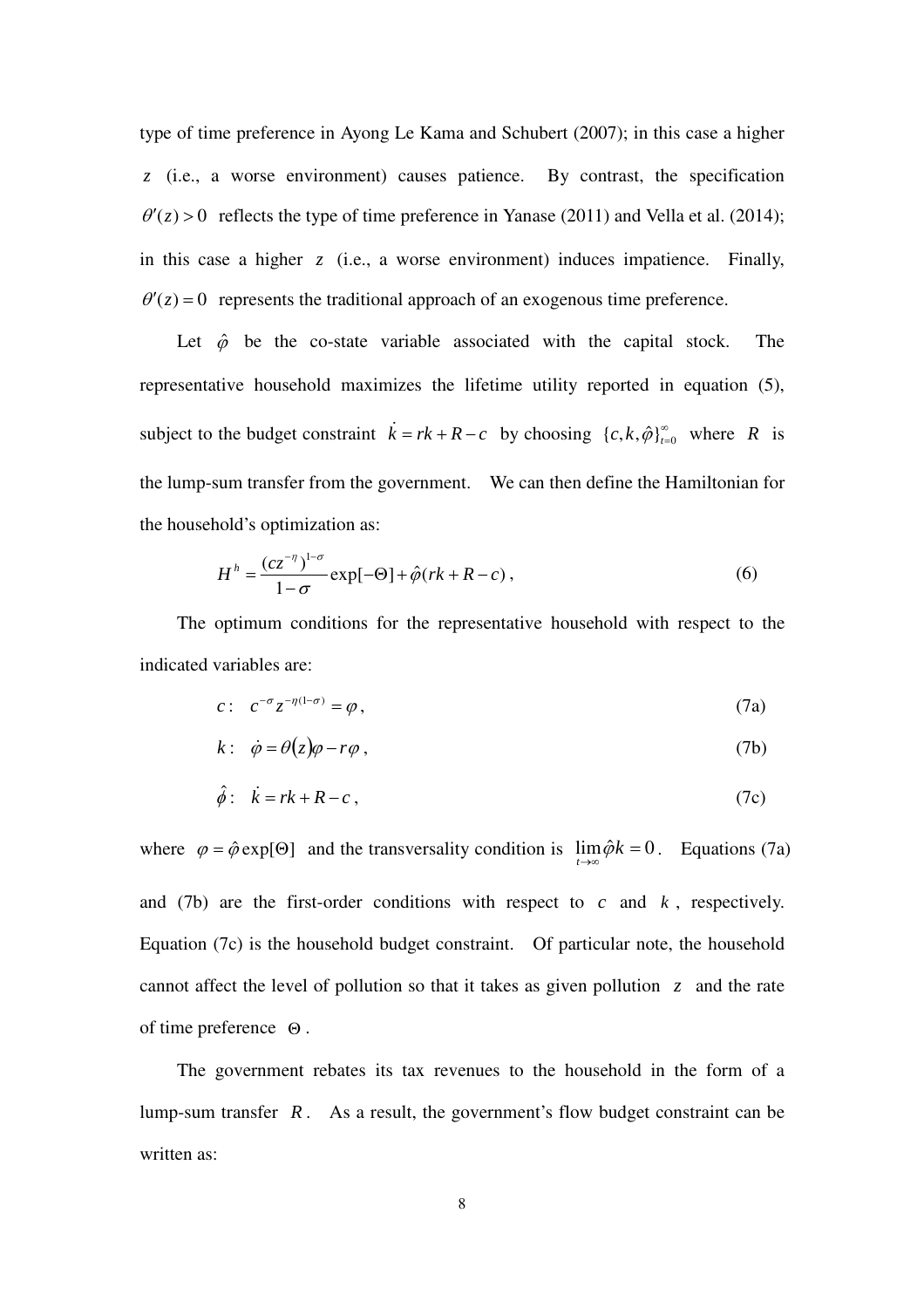type of time preference in Ayong Le Kama and Schubert (2007); in this case a higher $z$ (i.e., a worse environment) causes patience. By contrast, the specification $\theta'(z) > 0$ reflects the type of time preference in Yanase (2011) and Vella et al. (2014); in this case a higher $z$ (i.e., a worse environment) induces impatience. Finally, $\theta'(z) = 0$ represents the traditional approach of an exogenous time preference.

Let $\hat{\varphi}$ be the co-state variable associated with the capital stock. The representative household maximizes the lifetime utility reported in equation (5), subject to the budget constraint $\dot{k} = rk + R - c$ by choosing $\{c, k, \hat{\varphi}\}_{t=0}^{\infty}$ where $R$ is the lump-sum transfer from the government. We can then define the Hamiltonian for the household's optimization as:

$$H^h = \frac{(cz^{-\eta})^{1-\sigma}}{1-\sigma} \exp[-\Theta] + \hat{\varphi}(rk + R - c), \tag{6}$$

The optimum conditions for the representative household with respect to the indicated variables are:

$$c: \quad c^{-\sigma} z^{-\eta(1-\sigma)} = \varphi, \tag{7a}$$

$$k: \quad \dot{\varphi} = \theta(z)\varphi - r\varphi, \tag{7b}$$

$$\hat{\phi}: \quad \dot{k} = rk + R - c, \tag{7c}$$

where $\varphi = \hat{\varphi} \exp[\Theta]$ and the transversality condition is $\lim_{t \to \infty} \hat{\varphi} k = 0$. Equations (7a) and (7b) are the first-order conditions with respect to $c$ and $k$, respectively. Equation (7c) is the household budget constraint. Of particular note, the household cannot affect the level of pollution so that it takes as given pollution $z$ and the rate of time preference $\Theta$.

The government rebates its tax revenues to the household in the form of a lump-sum transfer $R$. As a result, the government's flow budget constraint can be written as: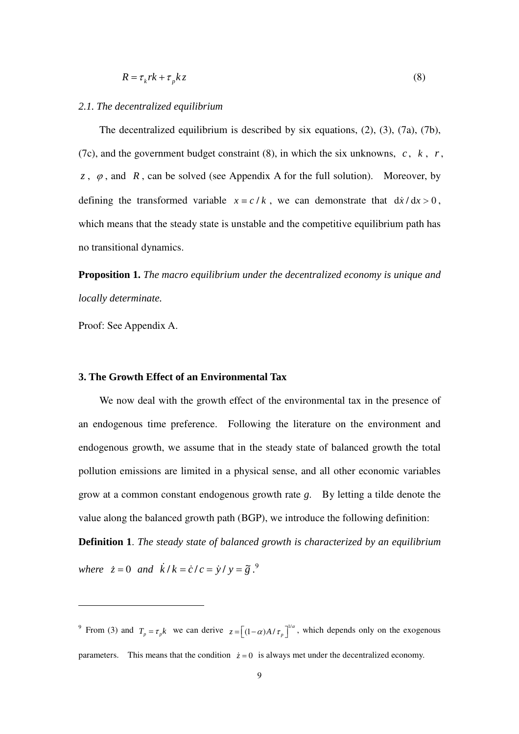$$R = \tau_k rk + \tau_p kz \tag{8}$$

*2.1. The decentralized equilibrium*

The decentralized equilibrium is described by six equations, (2), (3), (7a), (7b), (7c), and the government budget constraint (8), in which the six unknowns, $c$, $k$, $r$, $z$, $\varphi$, and $R$, can be solved (see Appendix A for the full solution). Moreover, by defining the transformed variable $x \equiv c/k$, we can demonstrate that $\mathrm{d}\dot{x}/\mathrm{d}x > 0$, which means that the steady state is unstable and the competitive equilibrium path has no transitional dynamics.

**Proposition 1.** *The macro equilibrium under the decentralized economy is unique and locally determinate.*

Proof: See Appendix A.

### 3. The Growth Effect of an Environmental Tax

We now deal with the growth effect of the environmental tax in the presence of an endogenous time preference. Following the literature on the environment and endogenous growth, we assume that in the steady state of balanced growth the total pollution emissions are limited in a physical sense, and all other economic variables grow at a common constant endogenous growth rate *g*. By letting a tilde denote the value along the balanced growth path (BGP), we introduce the following definition:

**Definition 1**. *The steady state of balanced growth is characterized by an equilibrium where* $\dot{z} = 0$ *and* $\dot{k}/k = \dot{c}/c = \dot{y}/y = \tilde{g}$.[9]

---

[9] From (3) and $T_p = \tau_p k$ we can derive $z = \left[(1-\alpha)A/\tau_p\right]^{1/\alpha}$, which depends only on the exogenous parameters. This means that the condition $\dot{z} = 0$ is always met under the decentralized economy.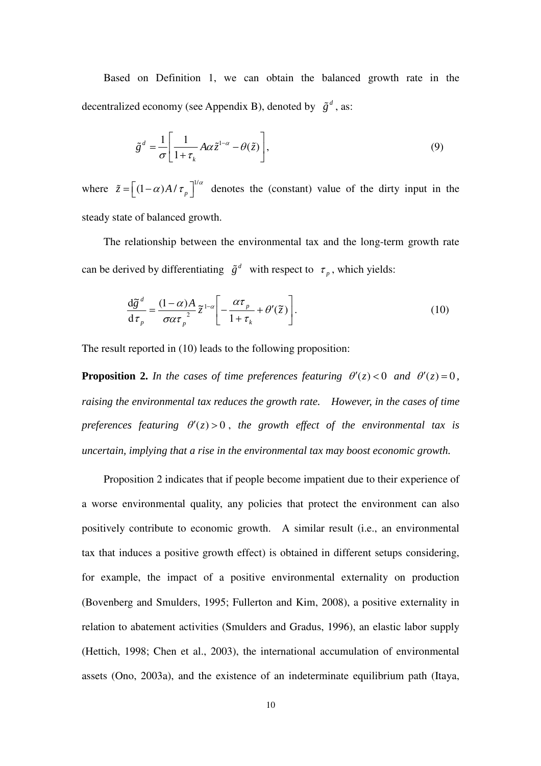Based on Definition 1, we can obtain the balanced growth rate in the decentralized economy (see Appendix B), denoted by $\tilde{g}^d$, as:

$$\tilde{g}^d = \frac{1}{\sigma}\left[\frac{1}{1+\tau_k} A\alpha\tilde{z}^{1-\alpha} - \theta(\tilde{z})\right], \tag{9}$$

where $\tilde{z} = \left[(1-\alpha)A/\tau_p\right]^{1/\alpha}$ denotes the (constant) value of the dirty input in the steady state of balanced growth.

The relationship between the environmental tax and the long-term growth rate can be derived by differentiating $\tilde{g}^d$ with respect to $\tau_p$, which yields:

$$\frac{\mathrm{d}\tilde{g}^d}{\mathrm{d}\tau_p} = \frac{(1-\alpha)A}{\sigma\alpha\tau_p^{\ 2}}\tilde{z}^{1-\alpha}\left[-\frac{\alpha\tau_p}{1+\tau_k} + \theta'(\tilde{z})\right]. \tag{10}$$

The result reported in (10) leads to the following proposition:

**Proposition 2.** *In the cases of time preferences featuring $\theta'(z) < 0$ and $\theta'(z) = 0$, raising the environmental tax reduces the growth rate. However, in the cases of time preferences featuring $\theta'(z) > 0$, the growth effect of the environmental tax is uncertain, implying that a rise in the environmental tax may boost economic growth.*

Proposition 2 indicates that if people become impatient due to their experience of a worse environmental quality, any policies that protect the environment can also positively contribute to economic growth. A similar result (i.e., an environmental tax that induces a positive growth effect) is obtained in different setups considering, for example, the impact of a positive environmental externality on production (Bovenberg and Smulders, 1995; Fullerton and Kim, 2008), a positive externality in relation to abatement activities (Smulders and Gradus, 1996), an elastic labor supply (Hettich, 1998; Chen et al., 2003), the international accumulation of environmental assets (Ono, 2003a), and the existence of an indeterminate equilibrium path (Itaya,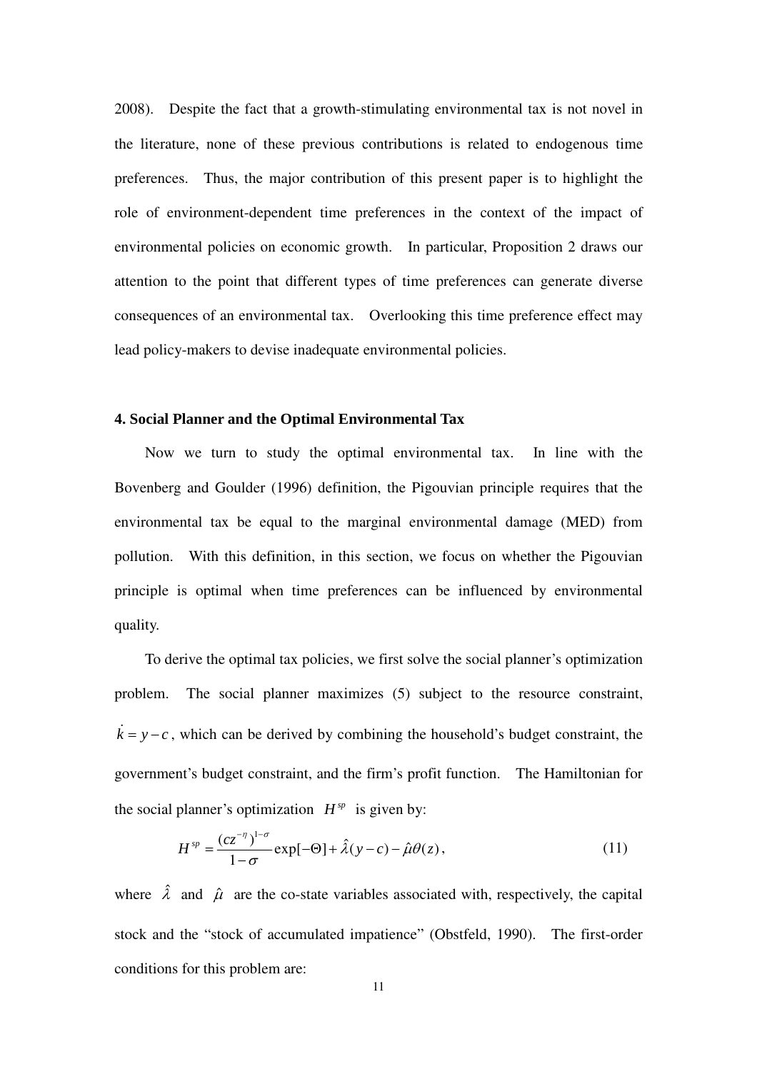2008). Despite the fact that a growth-stimulating environmental tax is not novel in the literature, none of these previous contributions is related to endogenous time preferences. Thus, the major contribution of this present paper is to highlight the role of environment-dependent time preferences in the context of the impact of environmental policies on economic growth. In particular, Proposition 2 draws our attention to the point that different types of time preferences can generate diverse consequences of an environmental tax. Overlooking this time preference effect may lead policy-makers to devise inadequate environmental policies.

### 4. Social Planner and the Optimal Environmental Tax

Now we turn to study the optimal environmental tax. In line with the Bovenberg and Goulder (1996) definition, the Pigouvian principle requires that the environmental tax be equal to the marginal environmental damage (MED) from pollution. With this definition, in this section, we focus on whether the Pigouvian principle is optimal when time preferences can be influenced by environmental quality.

To derive the optimal tax policies, we first solve the social planner's optimization problem. The social planner maximizes (5) subject to the resource constraint, $\dot{k} = y - c$, which can be derived by combining the household's budget constraint, the government's budget constraint, and the firm's profit function. The Hamiltonian for the social planner's optimization $H^{sp}$ is given by:

$$H^{sp} = \frac{(cz^{-\eta})^{1-\sigma}}{1-\sigma}\exp[-\Theta] + \hat{\lambda}(y-c) - \hat{\mu}\theta(z), \tag{11}$$

where $\hat{\lambda}$ and $\hat{\mu}$ are the co-state variables associated with, respectively, the capital stock and the "stock of accumulated impatience" (Obstfeld, 1990). The first-order conditions for this problem are: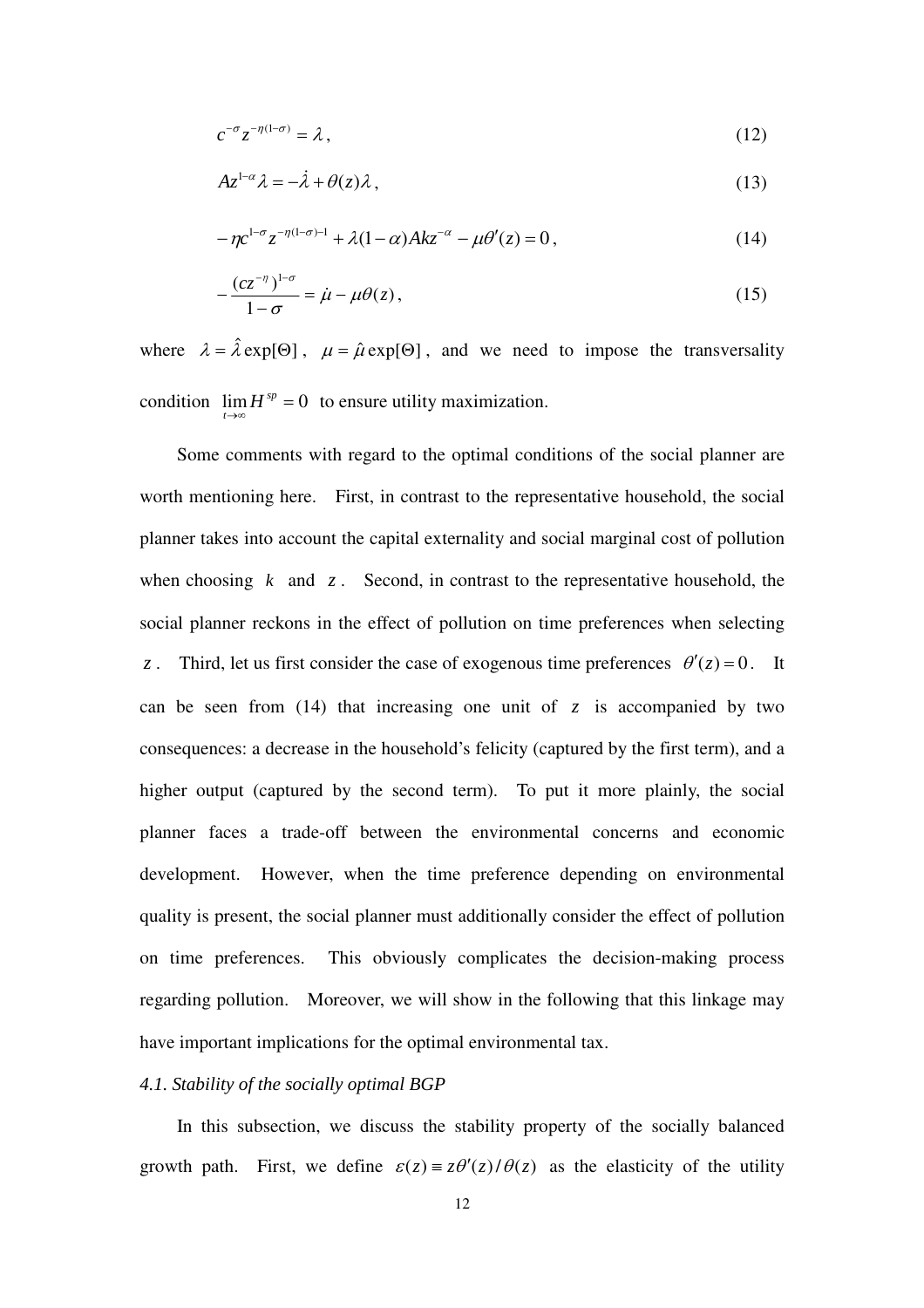$$c^{-\sigma} z^{-\eta(1-\sigma)} = \lambda , \tag{12}$$

$$Az^{1-\alpha} \lambda = -\dot{\lambda} + \theta(z)\lambda , \tag{13}$$

$$-\eta c^{1-\sigma} z^{-\eta(1-\sigma)-1} + \lambda(1-\alpha)Akz^{-\alpha} - \mu\theta'(z) = 0 , \tag{14}$$

$$-\frac{(cz^{-\eta})^{1-\sigma}}{1-\sigma} = \dot{\mu} - \mu\theta(z) , \tag{15}$$

where $\lambda = \hat{\lambda}\exp[\Theta]$, $\mu = \hat{\mu}\exp[\Theta]$, and we need to impose the transversality condition $\lim_{t\to\infty} H^{sp} = 0$ to ensure utility maximization.

Some comments with regard to the optimal conditions of the social planner are worth mentioning here. First, in contrast to the representative household, the social planner takes into account the capital externality and social marginal cost of pollution when choosing $k$ and $z$. Second, in contrast to the representative household, the social planner reckons in the effect of pollution on time preferences when selecting $z$. Third, let us first consider the case of exogenous time preferences $\theta'(z) = 0$. It can be seen from (14) that increasing one unit of $z$ is accompanied by two consequences: a decrease in the household's felicity (captured by the first term), and a higher output (captured by the second term). To put it more plainly, the social planner faces a trade-off between the environmental concerns and economic development. However, when the time preference depending on environmental quality is present, the social planner must additionally consider the effect of pollution on time preferences. This obviously complicates the decision-making process regarding pollution. Moreover, we will show in the following that this linkage may have important implications for the optimal environmental tax.

*4.1. Stability of the socially optimal BGP*

In this subsection, we discuss the stability property of the socially balanced growth path. First, we define $\varepsilon(z) \equiv z\theta'(z)/\theta(z)$ as the elasticity of the utility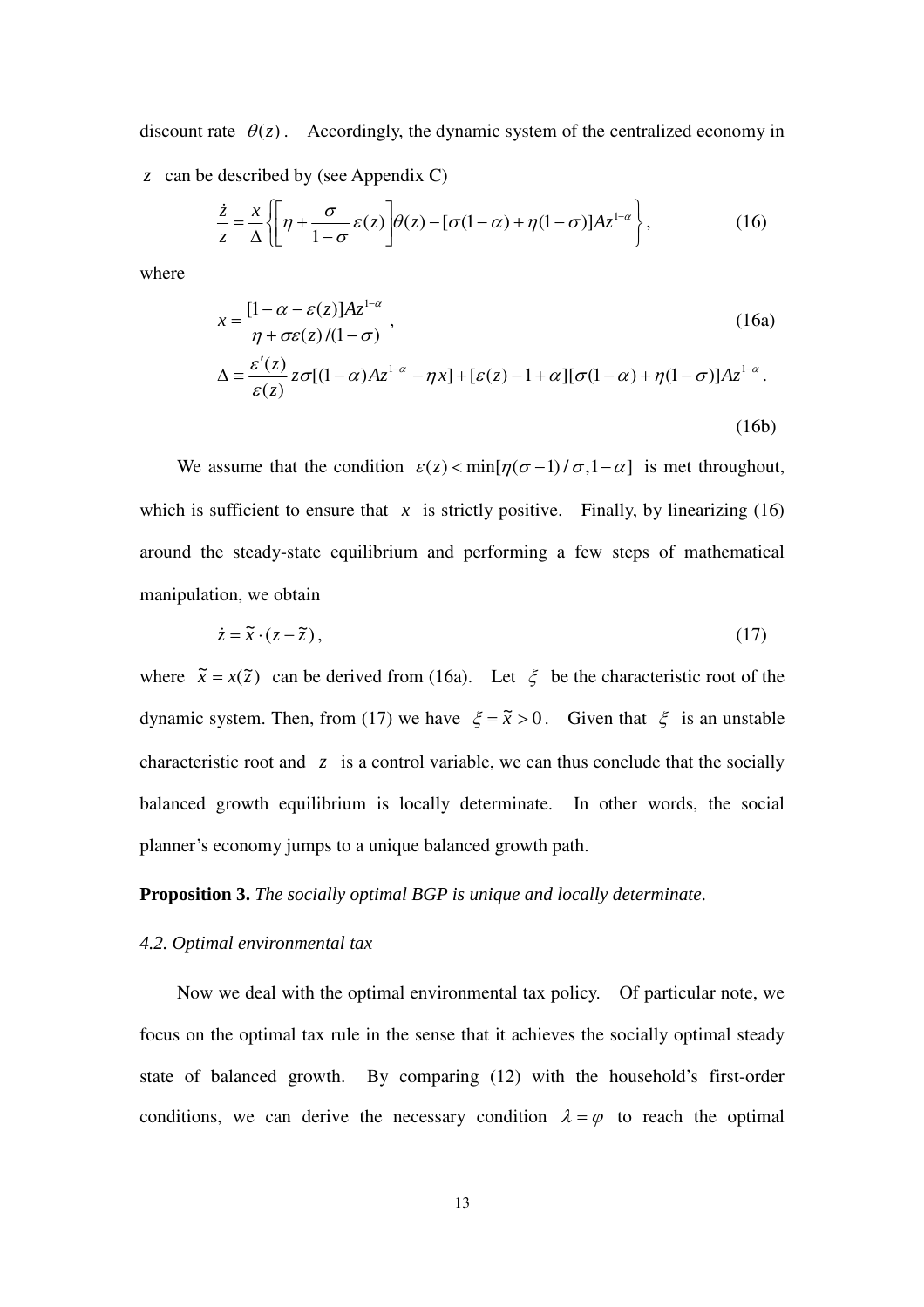discount rate $\theta(z)$. Accordingly, the dynamic system of the centralized economy in $z$ can be described by (see Appendix C)

$$\frac{\dot{z}}{z}=\frac{x}{\Delta}\left\{\left[\eta+\frac{\sigma}{1-\sigma}\varepsilon(z)\right]\theta(z)-[\sigma(1-\alpha)+\eta(1-\sigma)]Az^{1-\alpha}\right\}, \tag{16}$$

where

$$x=\frac{[1-\alpha-\varepsilon(z)]Az^{1-\alpha}}{\eta+\sigma\varepsilon(z)/(1-\sigma)}, \tag{16a}$$

$$\Delta\equiv\frac{\varepsilon'(z)}{\varepsilon(z)}z\sigma[(1-\alpha)Az^{1-\alpha}-\eta x]+[\varepsilon(z)-1+\alpha][\sigma(1-\alpha)+\eta(1-\sigma)]Az^{1-\alpha}. \tag{16b}$$

We assume that the condition $\varepsilon(z)<\min[\eta(\sigma-1)/\sigma,1-\alpha]$ is met throughout, which is sufficient to ensure that $x$ is strictly positive. Finally, by linearizing (16) around the steady-state equilibrium and performing a few steps of mathematical manipulation, we obtain

$$\dot{z}=\tilde{x}\cdot(z-\tilde{z}), \tag{17}$$

where $\tilde{x}=x(\tilde{z})$ can be derived from (16a). Let $\xi$ be the characteristic root of the dynamic system. Then, from (17) we have $\xi=\tilde{x}>0$. Given that $\xi$ is an unstable characteristic root and $z$ is a control variable, we can thus conclude that the socially balanced growth equilibrium is locally determinate. In other words, the social planner's economy jumps to a unique balanced growth path.

**Proposition 3.** *The socially optimal BGP is unique and locally determinate.*

### *4.2. Optimal environmental tax*

Now we deal with the optimal environmental tax policy. Of particular note, we focus on the optimal tax rule in the sense that it achieves the socially optimal steady state of balanced growth. By comparing (12) with the household's first-order conditions, we can derive the necessary condition $\lambda=\varphi$ to reach the optimal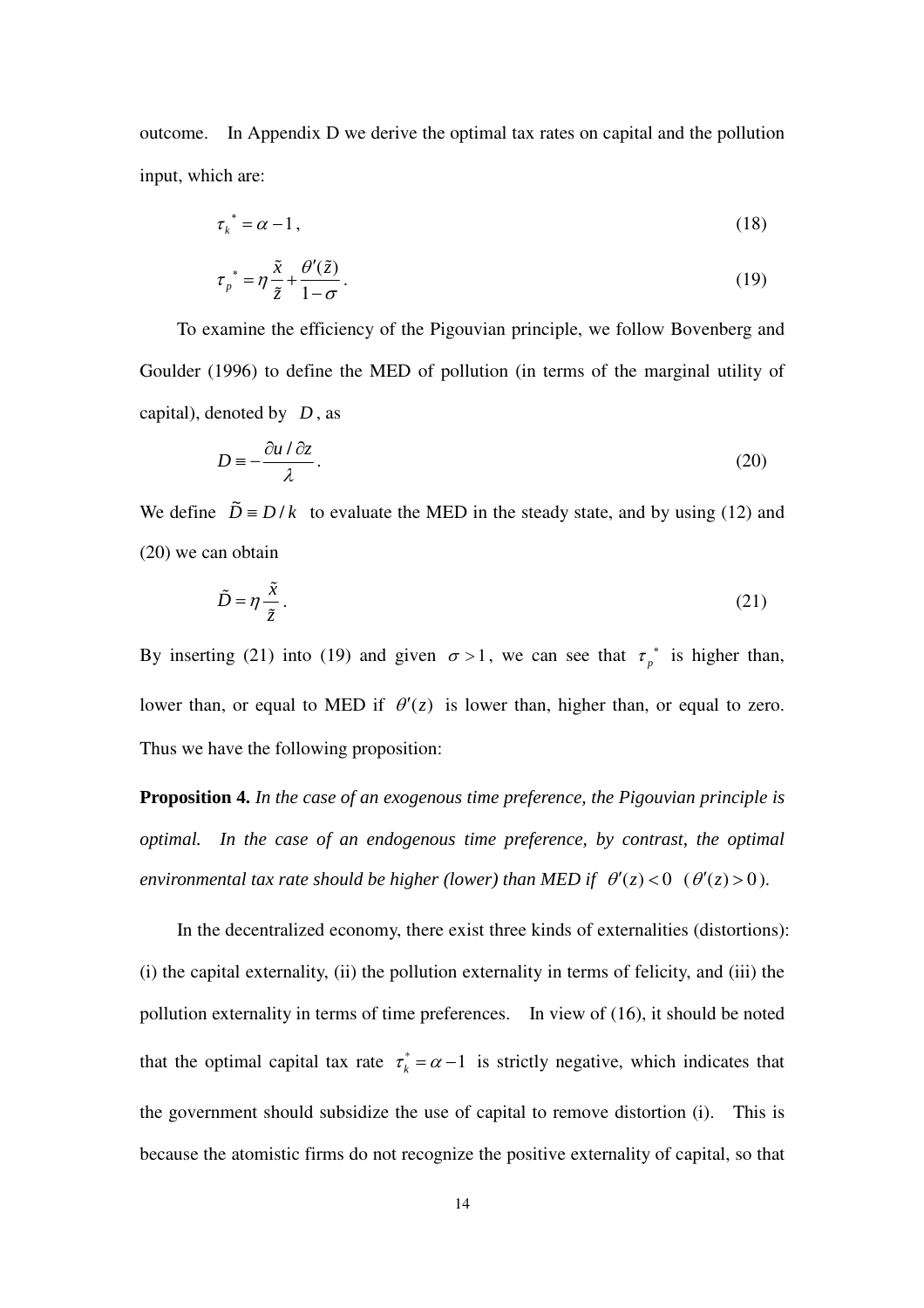outcome. In Appendix D we derive the optimal tax rates on capital and the pollution input, which are:

$$\tau_k^{\ *} = \alpha - 1\,, \tag{18}$$

$$\tau_p^{\ *} = \eta \frac{\tilde{x}}{\tilde{z}} + \frac{\theta'(\tilde{z})}{1-\sigma}\,. \tag{19}$$

To examine the efficiency of the Pigouvian principle, we follow Bovenberg and Goulder (1996) to define the MED of pollution (in terms of the marginal utility of capital), denoted by $D$, as

$$D \equiv -\frac{\partial u / \partial z}{\lambda}\,. \tag{20}$$

We define $\tilde{D} \equiv D/k$ to evaluate the MED in the steady state, and by using (12) and (20) we can obtain

$$\tilde{D} = \eta \frac{\tilde{x}}{\tilde{z}}\,. \tag{21}$$

By inserting (21) into (19) and given $\sigma > 1$, we can see that $\tau_p^{\ *}$ is higher than, lower than, or equal to MED if $\theta'(z)$ is lower than, higher than, or equal to zero. Thus we have the following proposition:

**Proposition 4.** *In the case of an exogenous time preference, the Pigouvian principle is optimal. In the case of an endogenous time preference, by contrast, the optimal environmental tax rate should be higher (lower) than MED if* $\theta'(z) < 0$ ($\theta'(z) > 0$).

In the decentralized economy, there exist three kinds of externalities (distortions): (i) the capital externality, (ii) the pollution externality in terms of felicity, and (iii) the pollution externality in terms of time preferences. In view of (16), it should be noted that the optimal capital tax rate $\tau_k^* = \alpha - 1$ is strictly negative, which indicates that the government should subsidize the use of capital to remove distortion (i). This is because the atomistic firms do not recognize the positive externality of capital, so that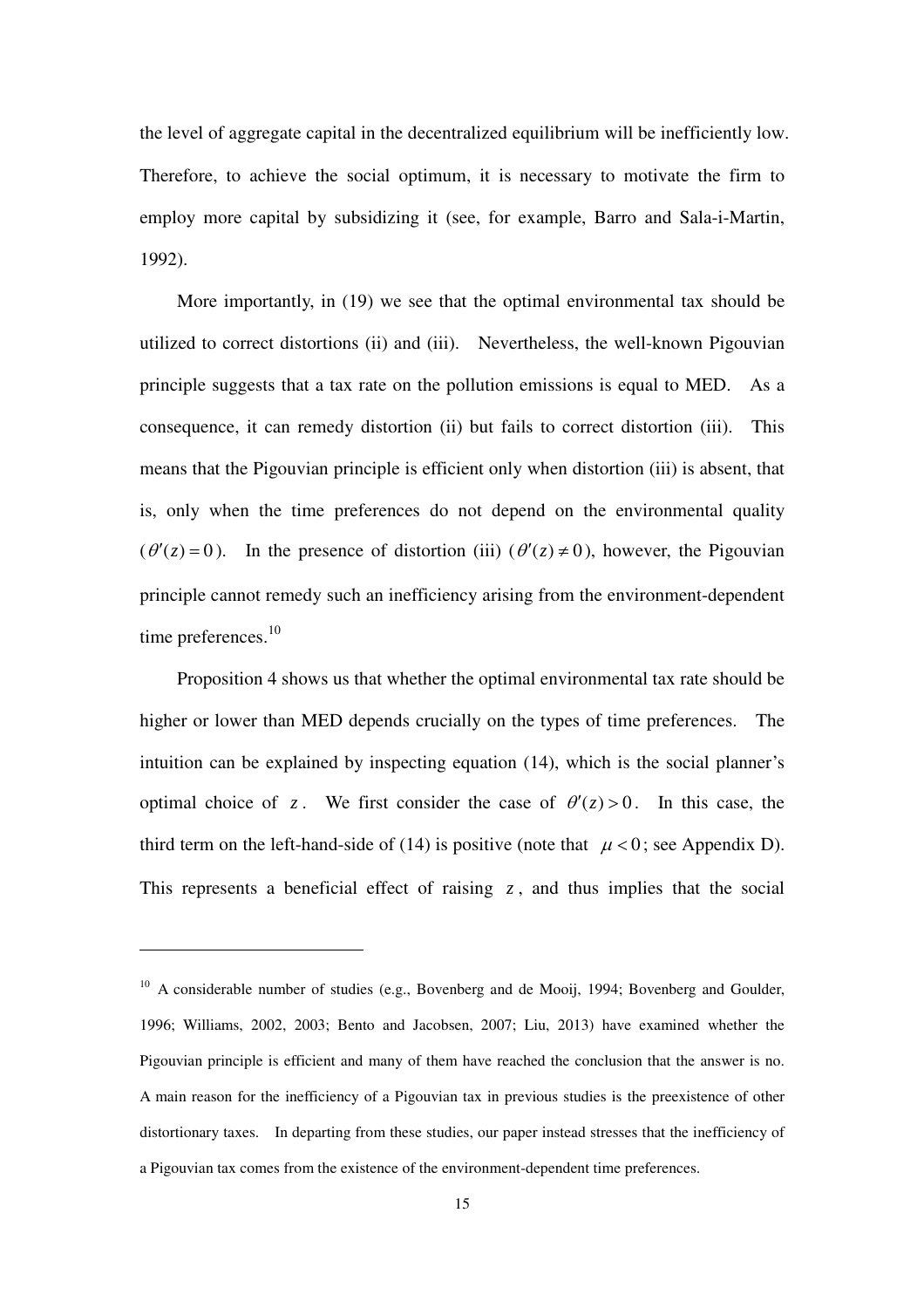the level of aggregate capital in the decentralized equilibrium will be inefficiently low. Therefore, to achieve the social optimum, it is necessary to motivate the firm to employ more capital by subsidizing it (see, for example, Barro and Sala-i-Martin, 1992).

More importantly, in (19) we see that the optimal environmental tax should be utilized to correct distortions (ii) and (iii). Nevertheless, the well-known Pigouvian principle suggests that a tax rate on the pollution emissions is equal to MED. As a consequence, it can remedy distortion (ii) but fails to correct distortion (iii). This means that the Pigouvian principle is efficient only when distortion (iii) is absent, that is, only when the time preferences do not depend on the environmental quality ($\theta'(z) = 0$). In the presence of distortion (iii) ($\theta'(z) \neq 0$), however, the Pigouvian principle cannot remedy such an inefficiency arising from the environment-dependent time preferences.[10]

Proposition 4 shows us that whether the optimal environmental tax rate should be higher or lower than MED depends crucially on the types of time preferences. The intuition can be explained by inspecting equation (14), which is the social planner's optimal choice of $z$. We first consider the case of $\theta'(z) > 0$. In this case, the third term on the left-hand-side of (14) is positive (note that $\mu < 0$; see Appendix D). This represents a beneficial effect of raising $z$, and thus implies that the social

---

[10] A considerable number of studies (e.g., Bovenberg and de Mooij, 1994; Bovenberg and Goulder, 1996; Williams, 2002, 2003; Bento and Jacobsen, 2007; Liu, 2013) have examined whether the Pigouvian principle is efficient and many of them have reached the conclusion that the answer is no. A main reason for the inefficiency of a Pigouvian tax in previous studies is the preexistence of other distortionary taxes. In departing from these studies, our paper instead stresses that the inefficiency of a Pigouvian tax comes from the existence of the environment-dependent time preferences.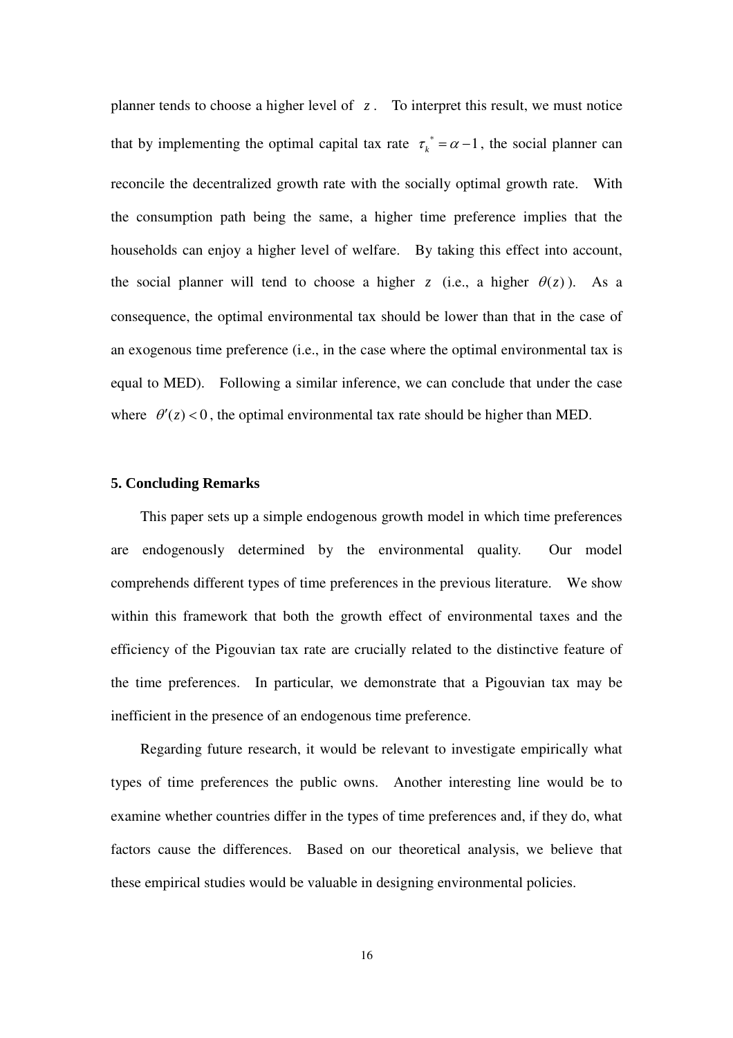planner tends to choose a higher level of $z$. To interpret this result, we must notice that by implementing the optimal capital tax rate $\tau_k^* = \alpha - 1$, the social planner can reconcile the decentralized growth rate with the socially optimal growth rate. With the consumption path being the same, a higher time preference implies that the households can enjoy a higher level of welfare. By taking this effect into account, the social planner will tend to choose a higher $z$ (i.e., a higher $\theta(z)$). As a consequence, the optimal environmental tax should be lower than that in the case of an exogenous time preference (i.e., in the case where the optimal environmental tax is equal to MED). Following a similar inference, we can conclude that under the case where $\theta'(z) < 0$, the optimal environmental tax rate should be higher than MED.

## 5. Concluding Remarks

This paper sets up a simple endogenous growth model in which time preferences are endogenously determined by the environmental quality. Our model comprehends different types of time preferences in the previous literature. We show within this framework that both the growth effect of environmental taxes and the efficiency of the Pigouvian tax rate are crucially related to the distinctive feature of the time preferences. In particular, we demonstrate that a Pigouvian tax may be inefficient in the presence of an endogenous time preference.

Regarding future research, it would be relevant to investigate empirically what types of time preferences the public owns. Another interesting line would be to examine whether countries differ in the types of time preferences and, if they do, what factors cause the differences. Based on our theoretical analysis, we believe that these empirical studies would be valuable in designing environmental policies.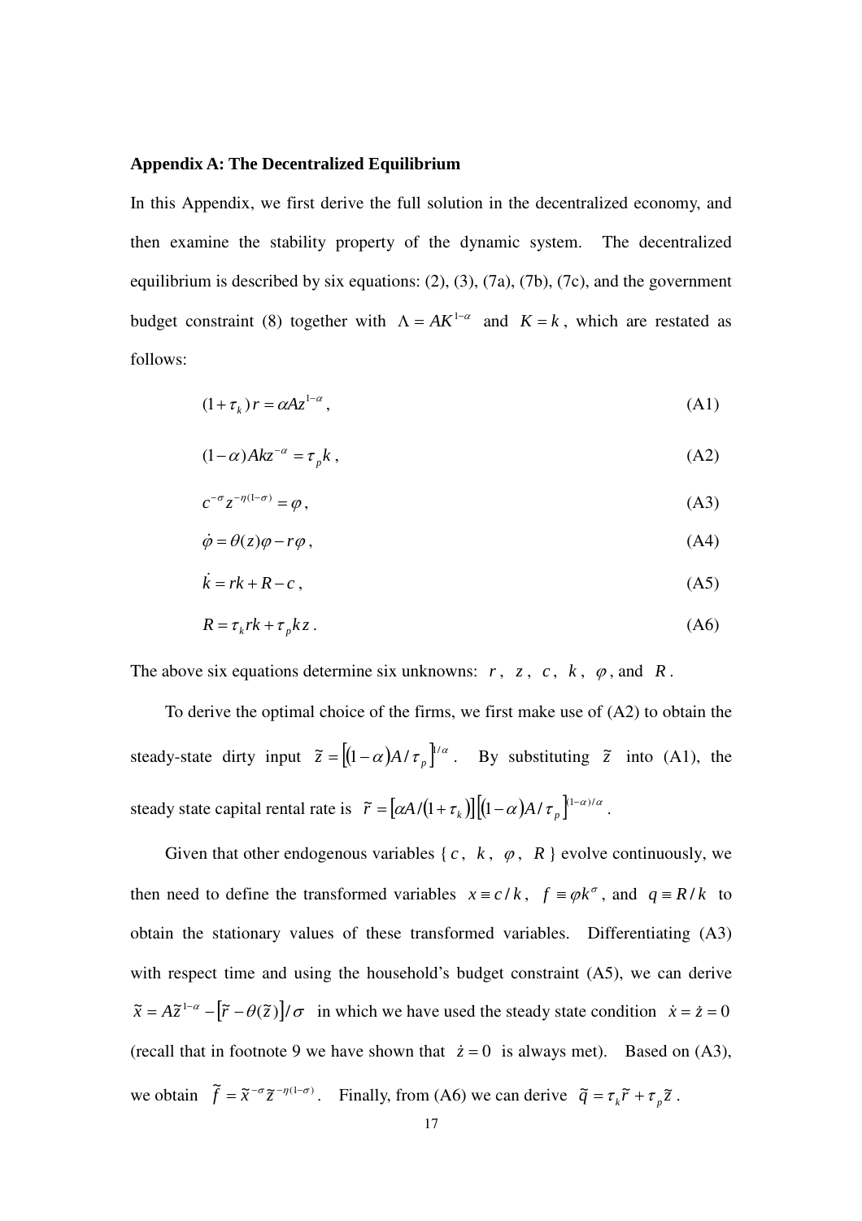**Appendix A: The Decentralized Equilibrium**

In this Appendix, we first derive the full solution in the decentralized economy, and then examine the stability property of the dynamic system. The decentralized equilibrium is described by six equations: (2), (3), (7a), (7b), (7c), and the government budget constraint (8) together with $\Lambda = AK^{1-\alpha}$ and $K = k$, which are restated as follows:

$$(1+\tau_k)\, r = \alpha A z^{1-\alpha}, \tag{A1}$$

$$(1-\alpha) A k z^{-\alpha} = \tau_p k, \tag{A2}$$

$$c^{-\sigma} z^{-\eta(1-\sigma)} = \varphi, \tag{A3}$$

$$\dot{\varphi} = \theta(z)\varphi - r\varphi, \tag{A4}$$

$$\dot{k} = rk + R - c, \tag{A5}$$

$$R = \tau_k r k + \tau_p k z. \tag{A6}$$

The above six equations determine six unknowns: $r$, $z$, $c$, $k$, $\varphi$, and $R$.

To derive the optimal choice of the firms, we first make use of (A2) to obtain the steady-state dirty input $\tilde{z} = \left[(1-\alpha)A/\tau_p\right]^{1/\alpha}$. By substituting $\tilde{z}$ into (A1), the steady state capital rental rate is $\tilde{r} = \left[\alpha A/(1+\tau_k)\right]\left[(1-\alpha)A/\tau_p\right]^{(1-\alpha)/\alpha}$.

Given that other endogenous variables { $c$, $k$, $\varphi$, $R$ } evolve continuously, we then need to define the transformed variables $x \equiv c/k$, $f \equiv \varphi k^{\sigma}$, and $q \equiv R/k$ to obtain the stationary values of these transformed variables. Differentiating (A3) with respect time and using the household's budget constraint (A5), we can derive $\tilde{x} = A\tilde{z}^{1-\alpha} - \left[\tilde{r} - \theta(\tilde{z})\right]/\sigma$ in which we have used the steady state condition $\dot{x} = \dot{z} = 0$ (recall that in footnote 9 we have shown that $\dot{z} = 0$ is always met). Based on (A3), we obtain $\tilde{f} = \tilde{x}^{-\sigma}\tilde{z}^{-\eta(1-\sigma)}$. Finally, from (A6) we can derive $\tilde{q} = \tau_k \tilde{r} + \tau_p \tilde{z}$.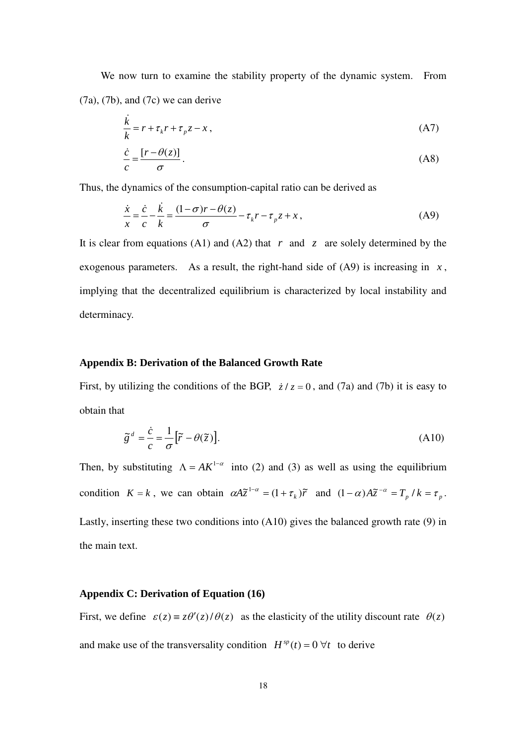We now turn to examine the stability property of the dynamic system. From (7a), (7b), and (7c) we can derive

$$\frac{\dot{k}}{k} = r + \tau_k r + \tau_p z - x\,, \tag{A7}$$

$$\frac{\dot{c}}{c} = \frac{[r - \theta(z)]}{\sigma}\,. \tag{A8}$$

Thus, the dynamics of the consumption-capital ratio can be derived as

$$\frac{\dot{x}}{x} = \frac{\dot{c}}{c} - \frac{\dot{k}}{k} = \frac{(1-\sigma)r - \theta(z)}{\sigma} - \tau_k r - \tau_p z + x\,, \tag{A9}$$

It is clear from equations (A1) and (A2) that $r$ and $z$ are solely determined by the exogenous parameters. As a result, the right-hand side of (A9) is increasing in $x$, implying that the decentralized equilibrium is characterized by local instability and determinacy.

**Appendix B: Derivation of the Balanced Growth Rate**

First, by utilizing the conditions of the BGP, $\dot{z}/z = 0$, and (7a) and (7b) it is easy to obtain that

$$\tilde{g}^d = \frac{\dot{c}}{c} = \frac{1}{\sigma}\left[\tilde{r} - \theta(\tilde{z})\right]. \tag{A10}$$

Then, by substituting $\Lambda = AK^{1-\alpha}$ into (2) and (3) as well as using the equilibrium condition $K = k$, we can obtain $\alpha A \tilde{z}^{1-\alpha} = (1+\tau_k)\tilde{r}$ and $(1-\alpha)A\tilde{z}^{-\alpha} = T_p / k = \tau_p$. Lastly, inserting these two conditions into (A10) gives the balanced growth rate (9) in the main text.

**Appendix C: Derivation of Equation (16)**

First, we define $\varepsilon(z) \equiv z\theta'(z)/\theta(z)$ as the elasticity of the utility discount rate $\theta(z)$ and make use of the transversality condition $H^{sp}(t) = 0\ \forall t$ to derive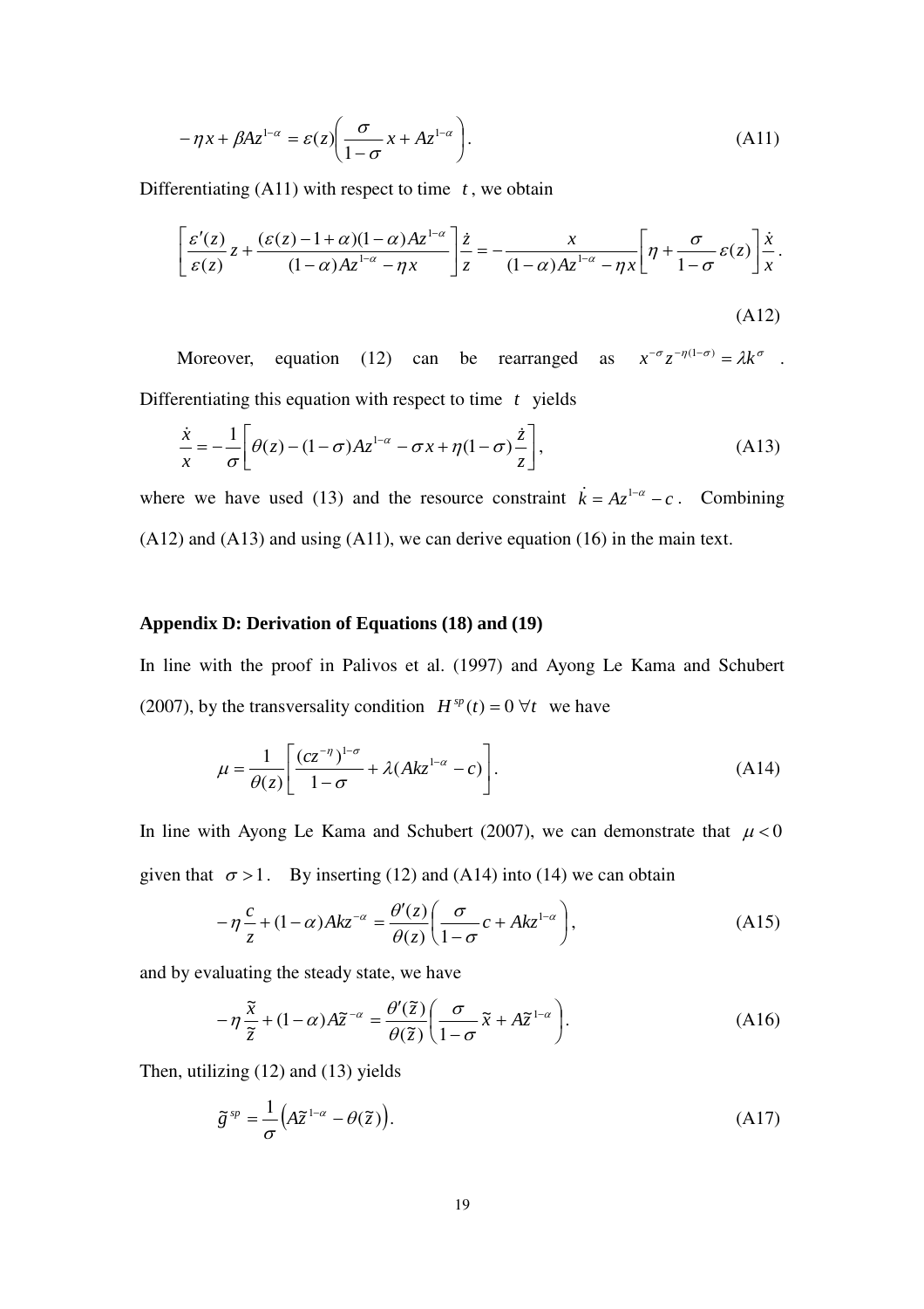$$-\eta x + \beta A z^{1-\alpha} = \varepsilon(z)\left(\frac{\sigma}{1-\sigma}x + A z^{1-\alpha}\right). \tag{A11}$$

Differentiating (A11) with respect to time $t$, we obtain

$$\left[\frac{\varepsilon'(z)}{\varepsilon(z)}z + \frac{(\varepsilon(z)-1+\alpha)(1-\alpha)Az^{1-\alpha}}{(1-\alpha)Az^{1-\alpha}-\eta x}\right]\frac{\dot{z}}{z} = -\frac{x}{(1-\alpha)Az^{1-\alpha}-\eta x}\left[\eta + \frac{\sigma}{1-\sigma}\varepsilon(z)\right]\frac{\dot{x}}{x}. \tag{A12}$$

Moreover, equation (12) can be rearranged as $x^{-\sigma}z^{-\eta(1-\sigma)} = \lambda k^{\sigma}$. Differentiating this equation with respect to time $t$ yields

$$\frac{\dot{x}}{x} = -\frac{1}{\sigma}\left[\theta(z) - (1-\sigma)Az^{1-\alpha} - \sigma x + \eta(1-\sigma)\frac{\dot{z}}{z}\right], \tag{A13}$$

where we have used (13) and the resource constraint $\dot{k} = Az^{1-\alpha} - c$. Combining (A12) and (A13) and using (A11), we can derive equation (16) in the main text.

## Appendix D: Derivation of Equations (18) and (19)

In line with the proof in Palivos et al. (1997) and Ayong Le Kama and Schubert (2007), by the transversality condition $H^{sp}(t) = 0 \ \forall t$ we have

$$\mu = \frac{1}{\theta(z)}\left[\frac{(cz^{-\eta})^{1-\sigma}}{1-\sigma} + \lambda(Akz^{1-\alpha} - c)\right]. \tag{A14}$$

In line with Ayong Le Kama and Schubert (2007), we can demonstrate that $\mu < 0$ given that $\sigma > 1$. By inserting (12) and (A14) into (14) we can obtain

$$-\eta\frac{c}{z} + (1-\alpha)Akz^{-\alpha} = \frac{\theta'(z)}{\theta(z)}\left(\frac{\sigma}{1-\sigma}c + Akz^{1-\alpha}\right), \tag{A15}$$

and by evaluating the steady state, we have

$$-\eta\frac{\tilde{x}}{\tilde{z}} + (1-\alpha)A\tilde{z}^{-\alpha} = \frac{\theta'(\tilde{z})}{\theta(\tilde{z})}\left(\frac{\sigma}{1-\sigma}\tilde{x} + A\tilde{z}^{1-\alpha}\right). \tag{A16}$$

Then, utilizing (12) and (13) yields

$$\tilde{g}^{sp} = \frac{1}{\sigma}\left(A\tilde{z}^{1-\alpha} - \theta(\tilde{z})\right). \tag{A17}$$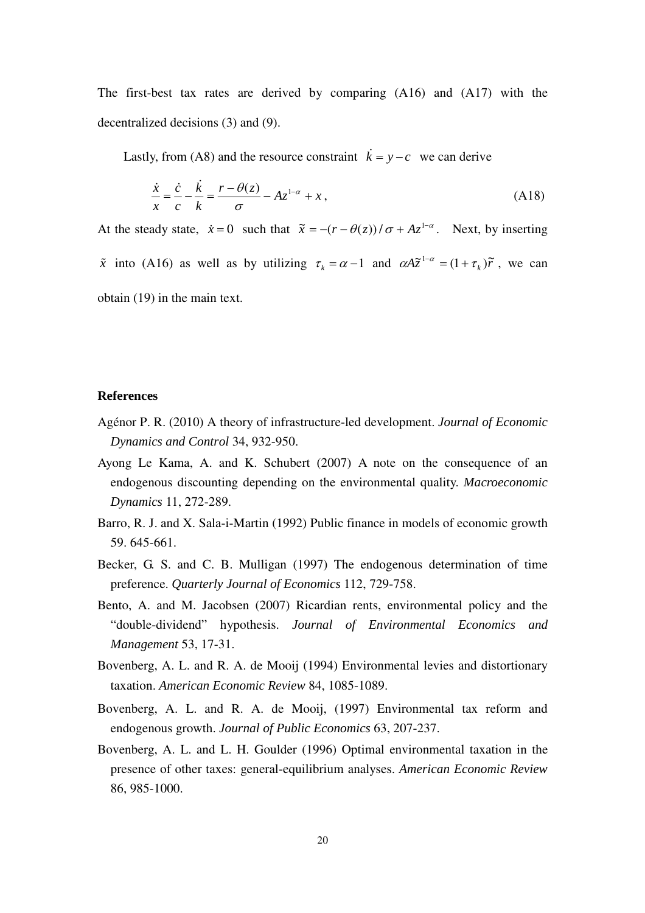The first-best tax rates are derived by comparing (A16) and (A17) with the decentralized decisions (3) and (9).

Lastly, from (A8) and the resource constraint $\dot{k} = y - c$ we can derive

$$\frac{\dot{x}}{x} = \frac{\dot{c}}{c} - \frac{\dot{k}}{k} = \frac{r - \theta(z)}{\sigma} - Az^{1-\alpha} + x \, , \tag{A18}$$

At the steady state, $\dot{x} = 0$ such that $\tilde{x} = -(r - \theta(z))/\sigma + Az^{1-\alpha}$. Next, by inserting $\tilde{x}$ into (A16) as well as by utilizing $\tau_k = \alpha - 1$ and $\alpha A \tilde{z}^{1-\alpha} = (1+\tau_k)\tilde{r}$, we can obtain (19) in the main text.

**References**

Agénor P. R. (2010) A theory of infrastructure-led development. *Journal of Economic Dynamics and Control* 34, 932-950.

Ayong Le Kama, A. and K. Schubert (2007) A note on the consequence of an endogenous discounting depending on the environmental quality. *Macroeconomic Dynamics* 11, 272-289.

Barro, R. J. and X. Sala-i-Martin (1992) Public finance in models of economic growth 59. 645-661.

Becker, G. S. and C. B. Mulligan (1997) The endogenous determination of time preference. *Quarterly Journal of Economics* 112, 729-758.

Bento, A. and M. Jacobsen (2007) Ricardian rents, environmental policy and the "double-dividend" hypothesis. *Journal of Environmental Economics and Management* 53, 17-31.

Bovenberg, A. L. and R. A. de Mooij (1994) Environmental levies and distortionary taxation. *American Economic Review* 84, 1085-1089.

Bovenberg, A. L. and R. A. de Mooij, (1997) Environmental tax reform and endogenous growth. *Journal of Public Economics* 63, 207-237.

Bovenberg, A. L. and L. H. Goulder (1996) Optimal environmental taxation in the presence of other taxes: general-equilibrium analyses. *American Economic Review* 86, 985-1000.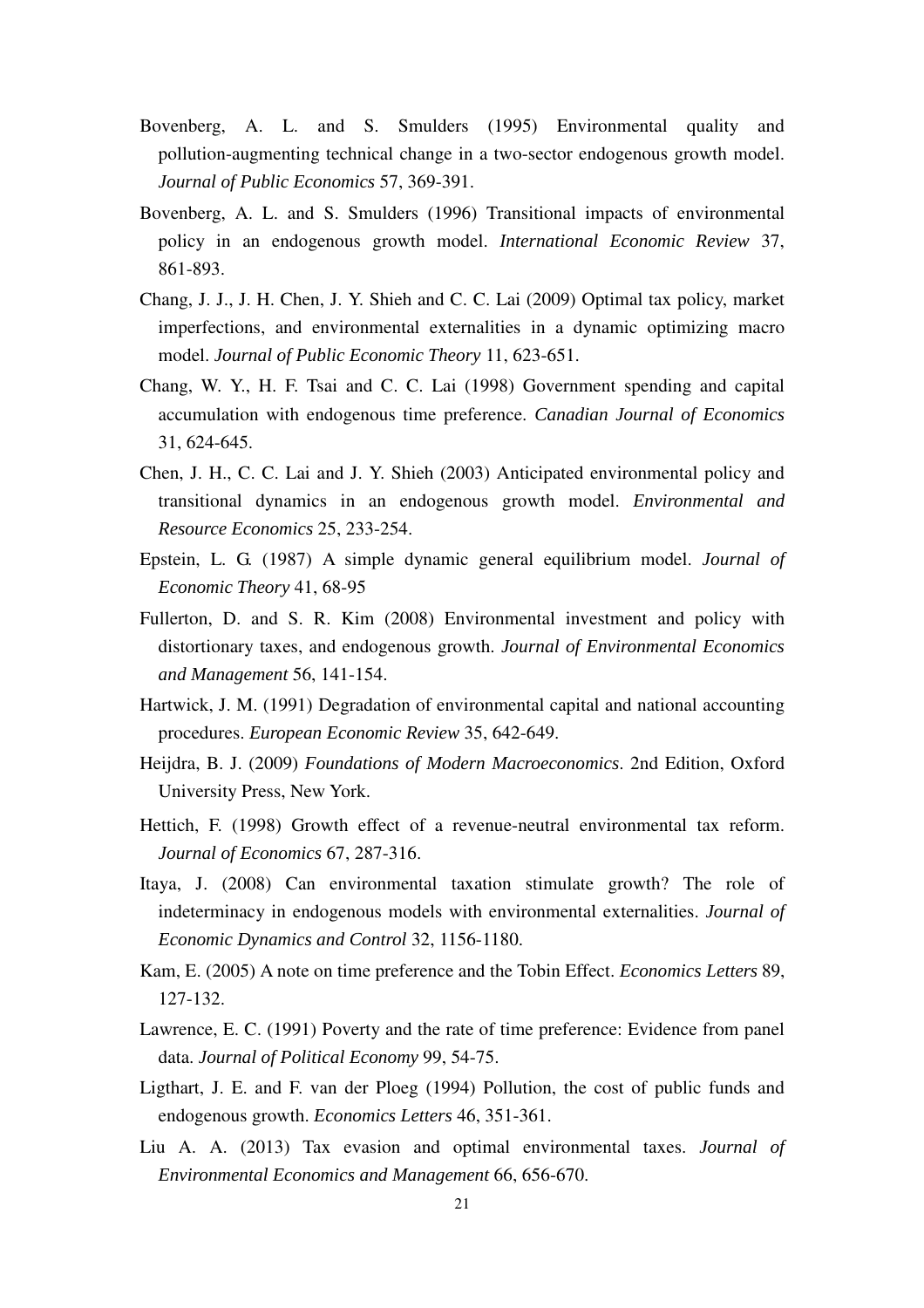Bovenberg, A. L. and S. Smulders (1995) Environmental quality and pollution-augmenting technical change in a two-sector endogenous growth model. *Journal of Public Economics* 57, 369-391.

Bovenberg, A. L. and S. Smulders (1996) Transitional impacts of environmental policy in an endogenous growth model. *International Economic Review* 37, 861-893.

Chang, J. J., J. H. Chen, J. Y. Shieh and C. C. Lai (2009) Optimal tax policy, market imperfections, and environmental externalities in a dynamic optimizing macro model. *Journal of Public Economic Theory* 11, 623-651.

Chang, W. Y., H. F. Tsai and C. C. Lai (1998) Government spending and capital accumulation with endogenous time preference. *Canadian Journal of Economics* 31, 624-645.

Chen, J. H., C. C. Lai and J. Y. Shieh (2003) Anticipated environmental policy and transitional dynamics in an endogenous growth model. *Environmental and Resource Economics* 25, 233-254.

Epstein, L. G. (1987) A simple dynamic general equilibrium model. *Journal of Economic Theory* 41, 68-95

Fullerton, D. and S. R. Kim (2008) Environmental investment and policy with distortionary taxes, and endogenous growth. *Journal of Environmental Economics and Management* 56, 141-154.

Hartwick, J. M. (1991) Degradation of environmental capital and national accounting procedures. *European Economic Review* 35, 642-649.

Heijdra, B. J. (2009) *Foundations of Modern Macroeconomics*. 2nd Edition, Oxford University Press, New York.

Hettich, F. (1998) Growth effect of a revenue-neutral environmental tax reform. *Journal of Economics* 67, 287-316.

Itaya, J. (2008) Can environmental taxation stimulate growth? The role of indeterminacy in endogenous models with environmental externalities. *Journal of Economic Dynamics and Control* 32, 1156-1180.

Kam, E. (2005) A note on time preference and the Tobin Effect. *Economics Letters* 89, 127-132.

Lawrence, E. C. (1991) Poverty and the rate of time preference: Evidence from panel data. *Journal of Political Economy* 99, 54-75.

Ligthart, J. E. and F. van der Ploeg (1994) Pollution, the cost of public funds and endogenous growth. *Economics Letters* 46, 351-361.

Liu A. A. (2013) Tax evasion and optimal environmental taxes. *Journal of Environmental Economics and Management* 66, 656-670.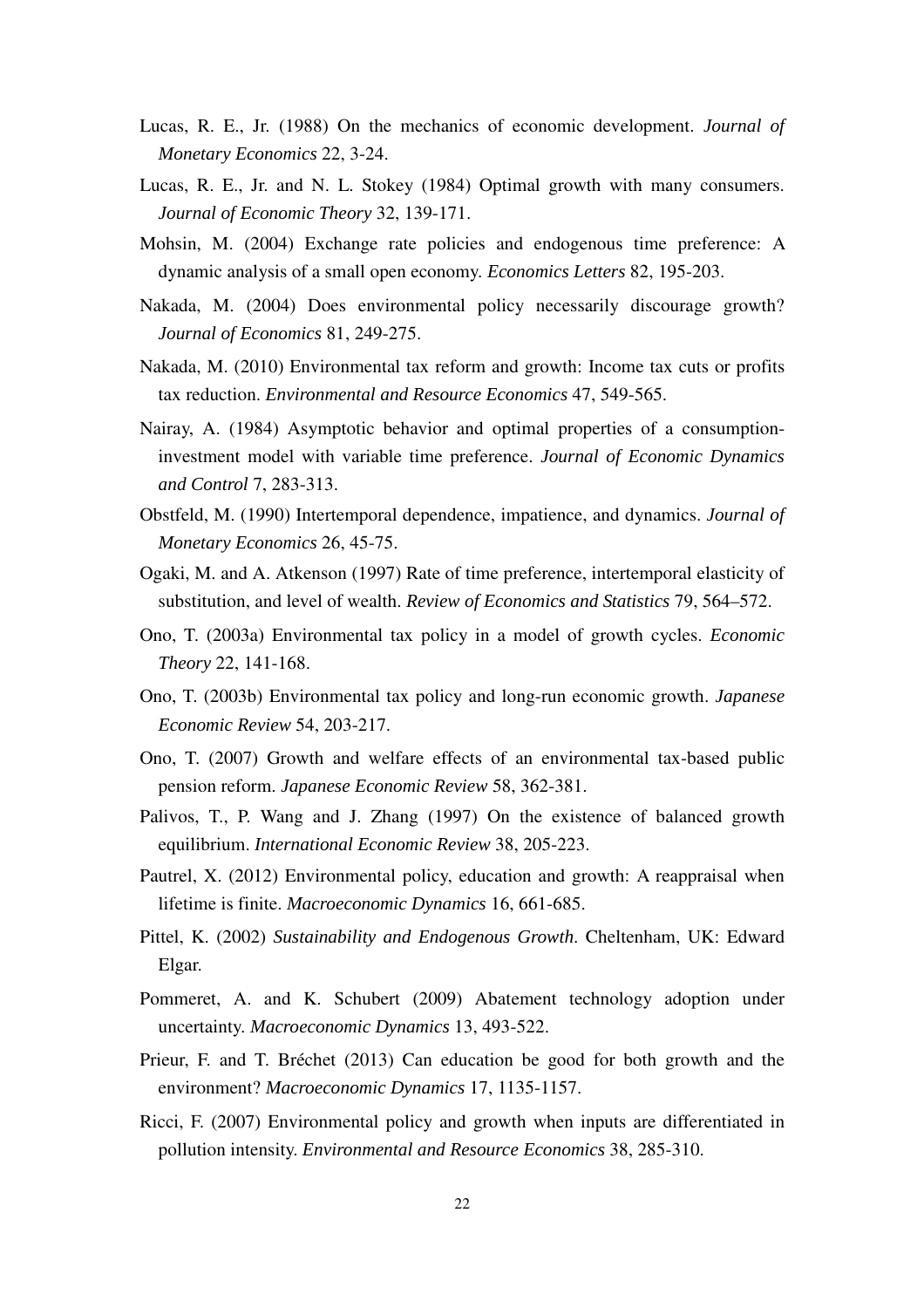Lucas, R. E., Jr. (1988) On the mechanics of economic development. *Journal of Monetary Economics* 22, 3-24.

Lucas, R. E., Jr. and N. L. Stokey (1984) Optimal growth with many consumers. *Journal of Economic Theory* 32, 139-171.

Mohsin, M. (2004) Exchange rate policies and endogenous time preference: A dynamic analysis of a small open economy. *Economics Letters* 82, 195-203.

Nakada, M. (2004) Does environmental policy necessarily discourage growth? *Journal of Economics* 81, 249-275.

Nakada, M. (2010) Environmental tax reform and growth: Income tax cuts or profits tax reduction. *Environmental and Resource Economics* 47, 549-565.

Nairay, A. (1984) Asymptotic behavior and optimal properties of a consumption-investment model with variable time preference. *Journal of Economic Dynamics and Control* 7, 283-313.

Obstfeld, M. (1990) Intertemporal dependence, impatience, and dynamics. *Journal of Monetary Economics* 26, 45-75.

Ogaki, M. and A. Atkenson (1997) Rate of time preference, intertemporal elasticity of substitution, and level of wealth. *Review of Economics and Statistics* 79, 564–572.

Ono, T. (2003a) Environmental tax policy in a model of growth cycles. *Economic Theory* 22, 141-168.

Ono, T. (2003b) Environmental tax policy and long-run economic growth. *Japanese Economic Review* 54, 203-217.

Ono, T. (2007) Growth and welfare effects of an environmental tax-based public pension reform. *Japanese Economic Review* 58, 362-381.

Palivos, T., P. Wang and J. Zhang (1997) On the existence of balanced growth equilibrium. *International Economic Review* 38, 205-223.

Pautrel, X. (2012) Environmental policy, education and growth: A reappraisal when lifetime is finite. *Macroeconomic Dynamics* 16, 661-685.

Pittel, K. (2002) *Sustainability and Endogenous Growth*. Cheltenham, UK: Edward Elgar.

Pommeret, A. and K. Schubert (2009) Abatement technology adoption under uncertainty. *Macroeconomic Dynamics* 13, 493-522.

Prieur, F. and T. Bréchet (2013) Can education be good for both growth and the environment? *Macroeconomic Dynamics* 17, 1135-1157.

Ricci, F. (2007) Environmental policy and growth when inputs are differentiated in pollution intensity. *Environmental and Resource Economics* 38, 285-310.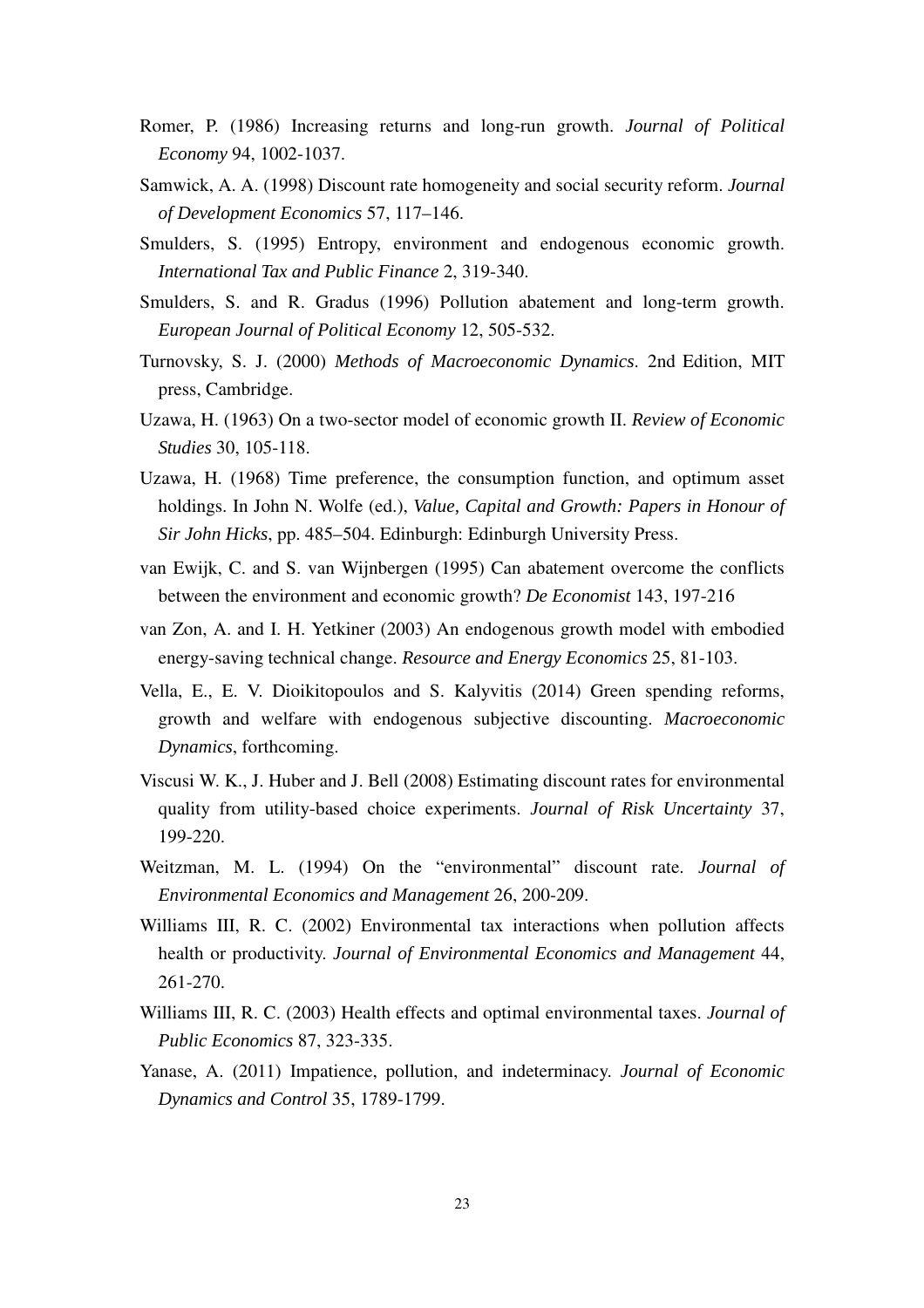Romer, P. (1986) Increasing returns and long-run growth. *Journal of Political Economy* 94, 1002-1037.

Samwick, A. A. (1998) Discount rate homogeneity and social security reform. *Journal of Development Economics* 57, 117–146.

Smulders, S. (1995) Entropy, environment and endogenous economic growth. *International Tax and Public Finance* 2, 319-340.

Smulders, S. and R. Gradus (1996) Pollution abatement and long-term growth. *European Journal of Political Economy* 12, 505-532.

Turnovsky, S. J. (2000) *Methods of Macroeconomic Dynamics*. 2nd Edition, MIT press, Cambridge.

Uzawa, H. (1963) On a two-sector model of economic growth II. *Review of Economic Studies* 30, 105-118.

Uzawa, H. (1968) Time preference, the consumption function, and optimum asset holdings. In John N. Wolfe (ed.), *Value, Capital and Growth: Papers in Honour of Sir John Hicks*, pp. 485–504. Edinburgh: Edinburgh University Press.

van Ewijk, C. and S. van Wijnbergen (1995) Can abatement overcome the conflicts between the environment and economic growth? *De Economist* 143, 197-216

van Zon, A. and I. H. Yetkiner (2003) An endogenous growth model with embodied energy-saving technical change. *Resource and Energy Economics* 25, 81-103.

Vella, E., E. V. Dioikitopoulos and S. Kalyvitis (2014) Green spending reforms, growth and welfare with endogenous subjective discounting. *Macroeconomic Dynamics*, forthcoming.

Viscusi W. K., J. Huber and J. Bell (2008) Estimating discount rates for environmental quality from utility-based choice experiments. *Journal of Risk Uncertainty* 37, 199-220.

Weitzman, M. L. (1994) On the "environmental" discount rate. *Journal of Environmental Economics and Management* 26, 200-209.

Williams III, R. C. (2002) Environmental tax interactions when pollution affects health or productivity. *Journal of Environmental Economics and Management* 44, 261-270.

Williams III, R. C. (2003) Health effects and optimal environmental taxes. *Journal of Public Economics* 87, 323-335.

Yanase, A. (2011) Impatience, pollution, and indeterminacy. *Journal of Economic Dynamics and Control* 35, 1789-1799.